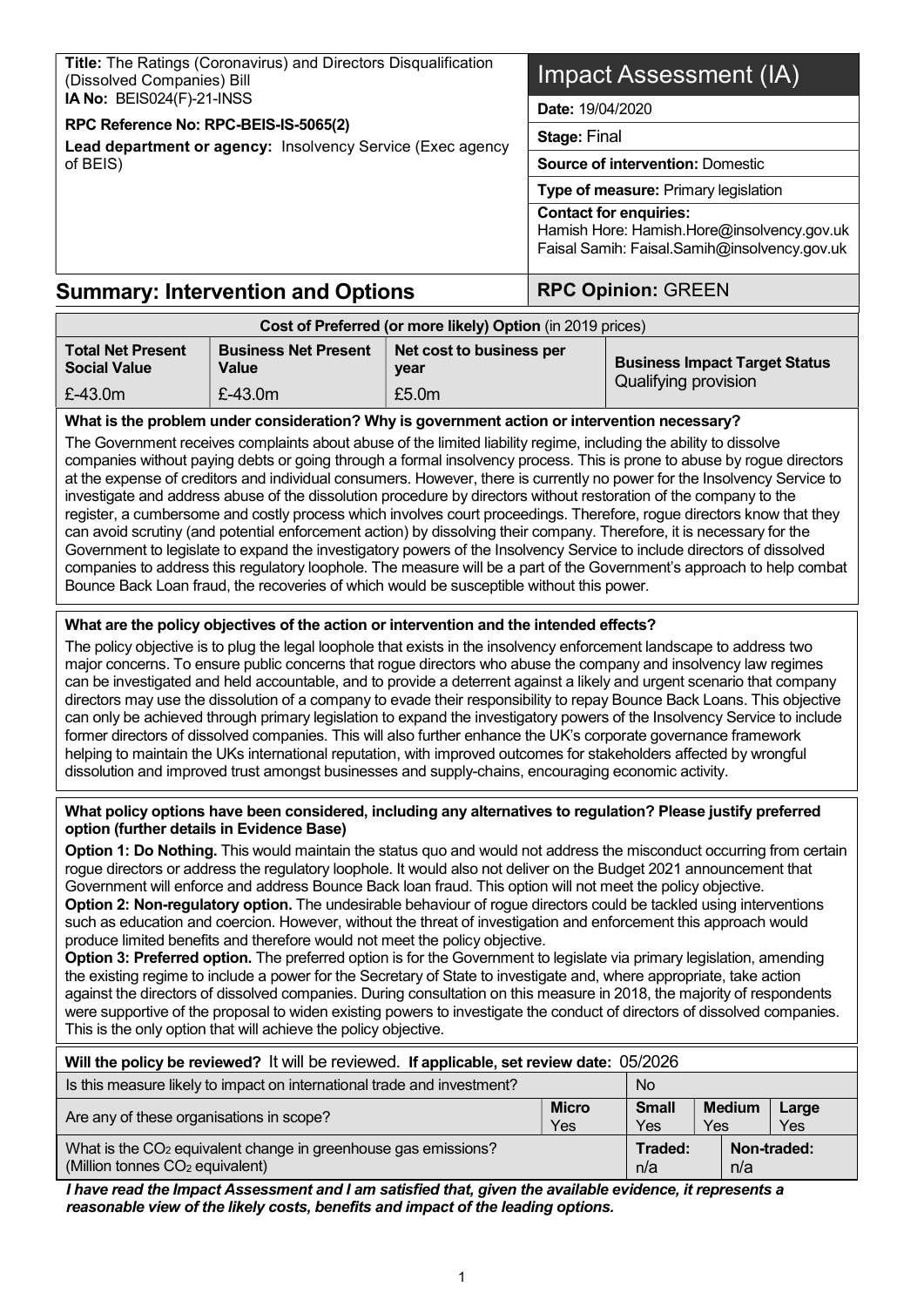**Title:** The Ratings (Coronavirus) and Directors Disqualification (Dissolved Companies) Bill
**IA No:** BEIS024(F)-21-INSS

**RPC Reference No: RPC-BEIS-IS-5065(2)**

**Lead department or agency:** Insolvency Service (Exec agency of BEIS)

# Impact Assessment (IA)

**Date:** 19/04/2020

**Stage:** Final

**Source of intervention:** Domestic

**Type of measure:** Primary legislation

**Contact for enquiries:**
Hamish Hore: Hamish.Hore@insolvency.gov.uk
Faisal Samih: Faisal.Samih@insolvency.gov.uk

## Summary: Intervention and Options

**RPC Opinion:** GREEN

| Cost of Preferred (or more likely) Option (in 2019 prices) | | | |
|---|---|---|---|
| **Total Net Present Social Value** | **Business Net Present Value** | **Net cost to business per year** | **Business Impact Target Status** |
| £-43.0m | £-43.0m | £5.0m | Qualifying provision |

**What is the problem under consideration? Why is government action or intervention necessary?**

The Government receives complaints about abuse of the limited liability regime, including the ability to dissolve companies without paying debts or going through a formal insolvency process. This is prone to abuse by rogue directors at the expense of creditors and individual consumers. However, there is currently no power for the Insolvency Service to investigate and address abuse of the dissolution procedure by directors without restoration of the company to the register, a cumbersome and costly process which involves court proceedings. Therefore, rogue directors know that they can avoid scrutiny (and potential enforcement action) by dissolving their company. Therefore, it is necessary for the Government to legislate to expand the investigatory powers of the Insolvency Service to include directors of dissolved companies to address this regulatory loophole. The measure will be a part of the Government's approach to help combat Bounce Back Loan fraud, the recoveries of which would be susceptible without this power.

**What are the policy objectives of the action or intervention and the intended effects?**

The policy objective is to plug the legal loophole that exists in the insolvency enforcement landscape to address two major concerns. To ensure public concerns that rogue directors who abuse the company and insolvency law regimes can be investigated and held accountable, and to provide a deterrent against a likely and urgent scenario that company directors may use the dissolution of a company to evade their responsibility to repay Bounce Back Loans. This objective can only be achieved through primary legislation to expand the investigatory powers of the Insolvency Service to include former directors of dissolved companies. This will also further enhance the UK's corporate governance framework helping to maintain the UKs international reputation, with improved outcomes for stakeholders affected by wrongful dissolution and improved trust amongst businesses and supply-chains, encouraging economic activity.

**What policy options have been considered, including any alternatives to regulation? Please justify preferred option (further details in Evidence Base)**

**Option 1: Do Nothing.** This would maintain the status quo and would not address the misconduct occurring from certain rogue directors or address the regulatory loophole. It would also not deliver on the Budget 2021 announcement that Government will enforce and address Bounce Back loan fraud. This option will not meet the policy objective.
**Option 2: Non-regulatory option.** The undesirable behaviour of rogue directors could be tackled using interventions such as education and coercion. However, without the threat of investigation and enforcement this approach would produce limited benefits and therefore would not meet the policy objective.
**Option 3: Preferred option.** The preferred option is for the Government to legislate via primary legislation, amending the existing regime to include a power for the Secretary of State to investigate and, where appropriate, take action against the directors of dissolved companies. During consultation on this measure in 2018, the majority of respondents were supportive of the proposal to widen existing powers to investigate the conduct of directors of dissolved companies. This is the only option that will achieve the policy objective.

| **Will the policy be reviewed?** It will be reviewed. **If applicable, set review date:** 05/2026 | | | | |
|---|---|---|---|---|
| Is this measure likely to impact on international trade and investment? | | No | | |
| Are any of these organisations in scope? | **Micro** Yes | **Small** Yes | **Medium** Yes | **Large** Yes |
| What is the $CO_2$ equivalent change in greenhouse gas emissions? (Million tonnes $CO_2$ equivalent) | | **Traded:** n/a | **Non-traded:** n/a | |

***I have read the Impact Assessment and I am satisfied that, given the available evidence, it represents a reasonable view of the likely costs, benefits and impact of the leading options.***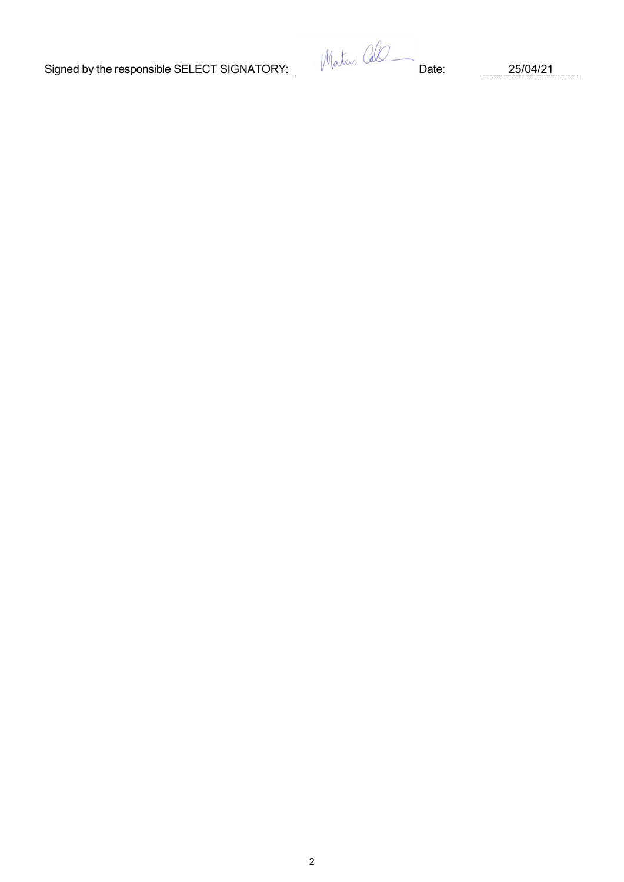Signed by the responsible SELECT SIGNATORY: Martin Cole Date: 25/04/21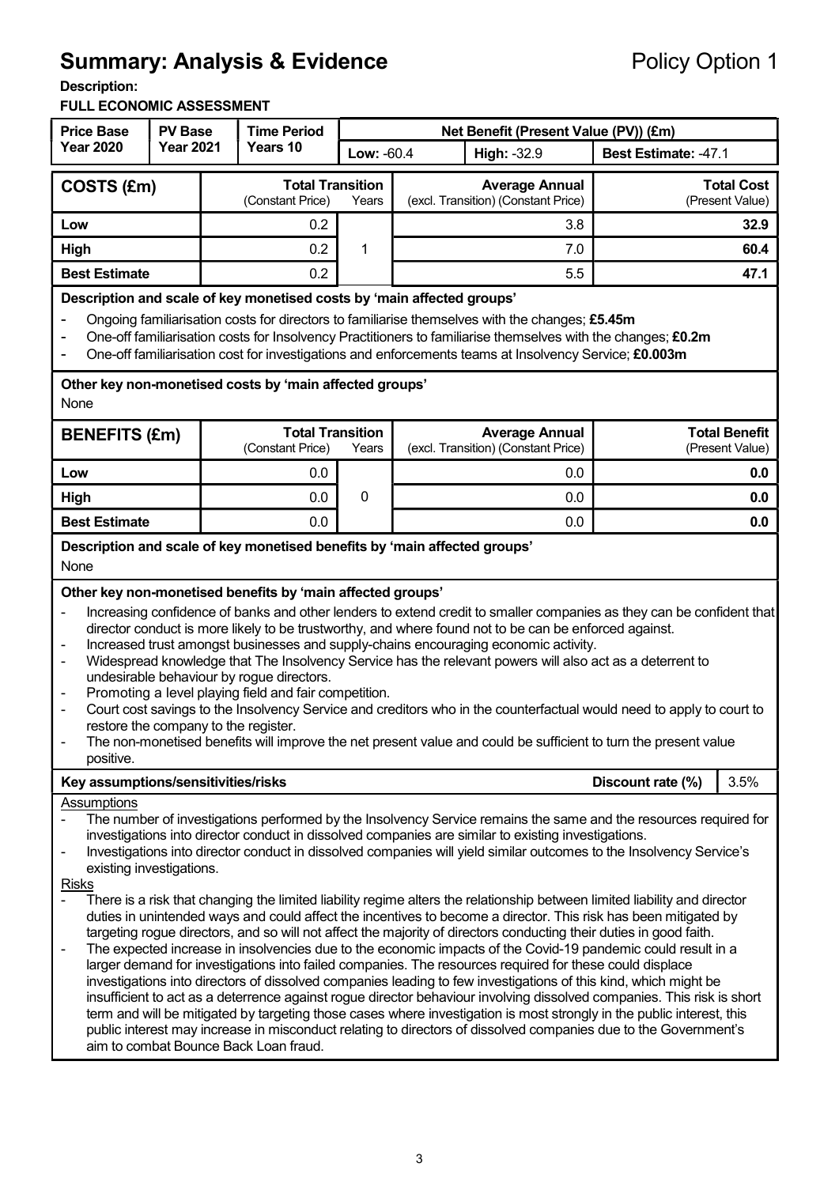# Summary: Analysis & Evidence

Policy Option 1

**Description:**

**FULL ECONOMIC ASSESSMENT**

| Price Base Year 2020 | PV Base Year 2021 | Time Period Years 10 | Net Benefit (Present Value (PV)) (£m) | | |
|---|---|---|---|---|---|
| | | | Low: -60.4 | High: -32.9 | Best Estimate: -47.1 |

| COSTS (£m) | Total Transition (Constant Price) | Years | Average Annual (excl. Transition) (Constant Price) | Total Cost (Present Value) |
|---|---|---|---|---|
| Low | 0.2 | | 3.8 | **32.9** |
| High | 0.2 | 1 | 7.0 | **60.4** |
| Best Estimate | 0.2 | | 5.5 | **47.1** |

**Description and scale of key monetised costs by 'main affected groups'**

- Ongoing familiarisation costs for directors to familiarise themselves with the changes; **£5.45m**
- One-off familiarisation costs for Insolvency Practitioners to familiarise themselves with the changes; **£0.2m**
- One-off familiarisation cost for investigations and enforcements teams at Insolvency Service; **£0.003m**

**Other key non-monetised costs by 'main affected groups'**

None

| BENEFITS (£m) | Total Transition (Constant Price) | Years | Average Annual (excl. Transition) (Constant Price) | Total Benefit (Present Value) |
|---|---|---|---|---|
| Low | 0.0 | | 0.0 | **0.0** |
| High | 0.0 | 0 | 0.0 | **0.0** |
| Best Estimate | 0.0 | | 0.0 | **0.0** |

**Description and scale of key monetised benefits by 'main affected groups'**

None

**Other key non-monetised benefits by 'main affected groups'**

- Increasing confidence of banks and other lenders to extend credit to smaller companies as they can be confident that director conduct is more likely to be trustworthy, and where found not to be can be enforced against.
- Increased trust amongst businesses and supply-chains encouraging economic activity.
- Widespread knowledge that The Insolvency Service has the relevant powers will also act as a deterrent to undesirable behaviour by rogue directors.
- Promoting a level playing field and fair competition.
- Court cost savings to the Insolvency Service and creditors who in the counterfactual would need to apply to court to restore the company to the register.
- The non-monetised benefits will improve the net present value and could be sufficient to turn the present value positive.

**Key assumptions/sensitivities/risks** — **Discount rate (%)** 3.5%

Assumptions

- The number of investigations performed by the Insolvency Service remains the same and the resources required for investigations into director conduct in dissolved companies are similar to existing investigations.
- Investigations into director conduct in dissolved companies will yield similar outcomes to the Insolvency Service's existing investigations.

Risks

- There is a risk that changing the limited liability regime alters the relationship between limited liability and director duties in unintended ways and could affect the incentives to become a director. This risk has been mitigated by targeting rogue directors, and so will not affect the majority of directors conducting their duties in good faith.
- The expected increase in insolvencies due to the economic impacts of the Covid-19 pandemic could result in a larger demand for investigations into failed companies. The resources required for these could displace investigations into directors of dissolved companies leading to few investigations of this kind, which might be insufficient to act as a deterrence against rogue director behaviour involving dissolved companies. This risk is short term and will be mitigated by targeting those cases where investigation is most strongly in the public interest, this public interest may increase in misconduct relating to directors of dissolved companies due to the Government's aim to combat Bounce Back Loan fraud.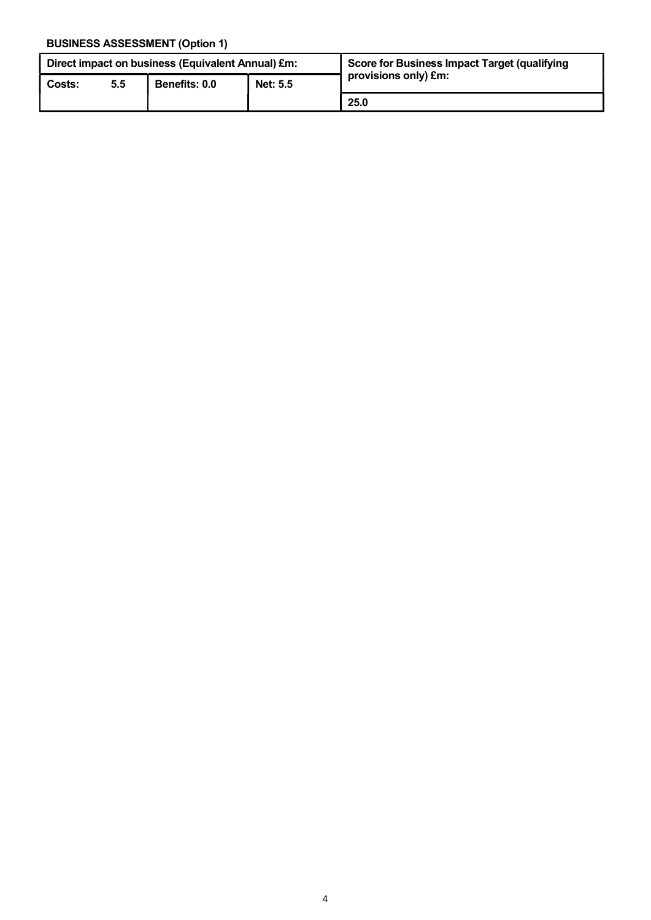**BUSINESS ASSESSMENT (Option 1)**

| Direct impact on business (Equivalent Annual) £m: | | | | Score for Business Impact Target (qualifying provisions only) £m: |
|---|---|---|---|---|
| Costs: | 5.5 | Benefits: 0.0 | Net: 5.5 | 25.0 |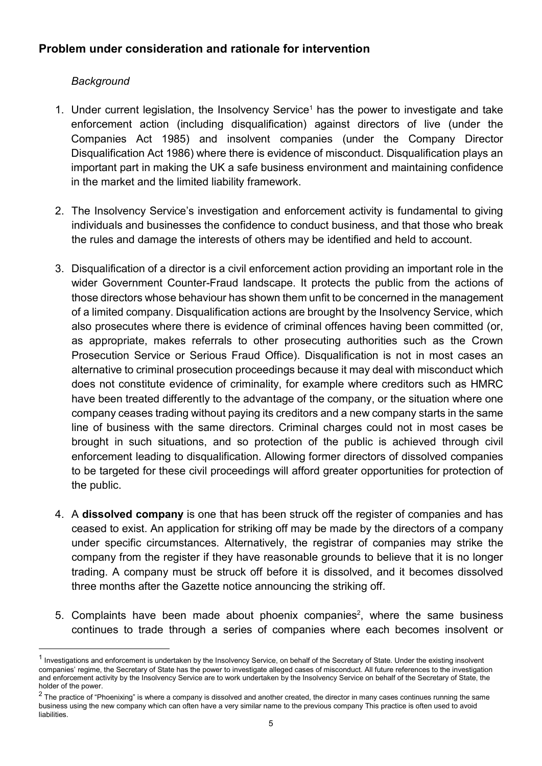## Problem under consideration and rationale for intervention

*Background*

1. Under current legislation, the Insolvency Service[1] has the power to investigate and take enforcement action (including disqualification) against directors of live (under the Companies Act 1985) and insolvent companies (under the Company Director Disqualification Act 1986) where there is evidence of misconduct. Disqualification plays an important part in making the UK a safe business environment and maintaining confidence in the market and the limited liability framework.

2. The Insolvency Service's investigation and enforcement activity is fundamental to giving individuals and businesses the confidence to conduct business, and that those who break the rules and damage the interests of others may be identified and held to account.

3. Disqualification of a director is a civil enforcement action providing an important role in the wider Government Counter-Fraud landscape. It protects the public from the actions of those directors whose behaviour has shown them unfit to be concerned in the management of a limited company. Disqualification actions are brought by the Insolvency Service, which also prosecutes where there is evidence of criminal offences having been committed (or, as appropriate, makes referrals to other prosecuting authorities such as the Crown Prosecution Service or Serious Fraud Office). Disqualification is not in most cases an alternative to criminal prosecution proceedings because it may deal with misconduct which does not constitute evidence of criminality, for example where creditors such as HMRC have been treated differently to the advantage of the company, or the situation where one company ceases trading without paying its creditors and a new company starts in the same line of business with the same directors. Criminal charges could not in most cases be brought in such situations, and so protection of the public is achieved through civil enforcement leading to disqualification. Allowing former directors of dissolved companies to be targeted for these civil proceedings will afford greater opportunities for protection of the public.

4. A **dissolved company** is one that has been struck off the register of companies and has ceased to exist. An application for striking off may be made by the directors of a company under specific circumstances. Alternatively, the registrar of companies may strike the company from the register if they have reasonable grounds to believe that it is no longer trading. A company must be struck off before it is dissolved, and it becomes dissolved three months after the Gazette notice announcing the striking off.

5. Complaints have been made about phoenix companies[2], where the same business continues to trade through a series of companies where each becomes insolvent or

---

[1] Investigations and enforcement is undertaken by the Insolvency Service, on behalf of the Secretary of State. Under the existing insolvent companies' regime, the Secretary of State has the power to investigate alleged cases of misconduct. All future references to the investigation and enforcement activity by the Insolvency Service are to work undertaken by the Insolvency Service on behalf of the Secretary of State, the holder of the power.

[2] The practice of "Phoenixing" is where a company is dissolved and another created, the director in many cases continues running the same business using the new company which can often have a very similar name to the previous company This practice is often used to avoid liabilities.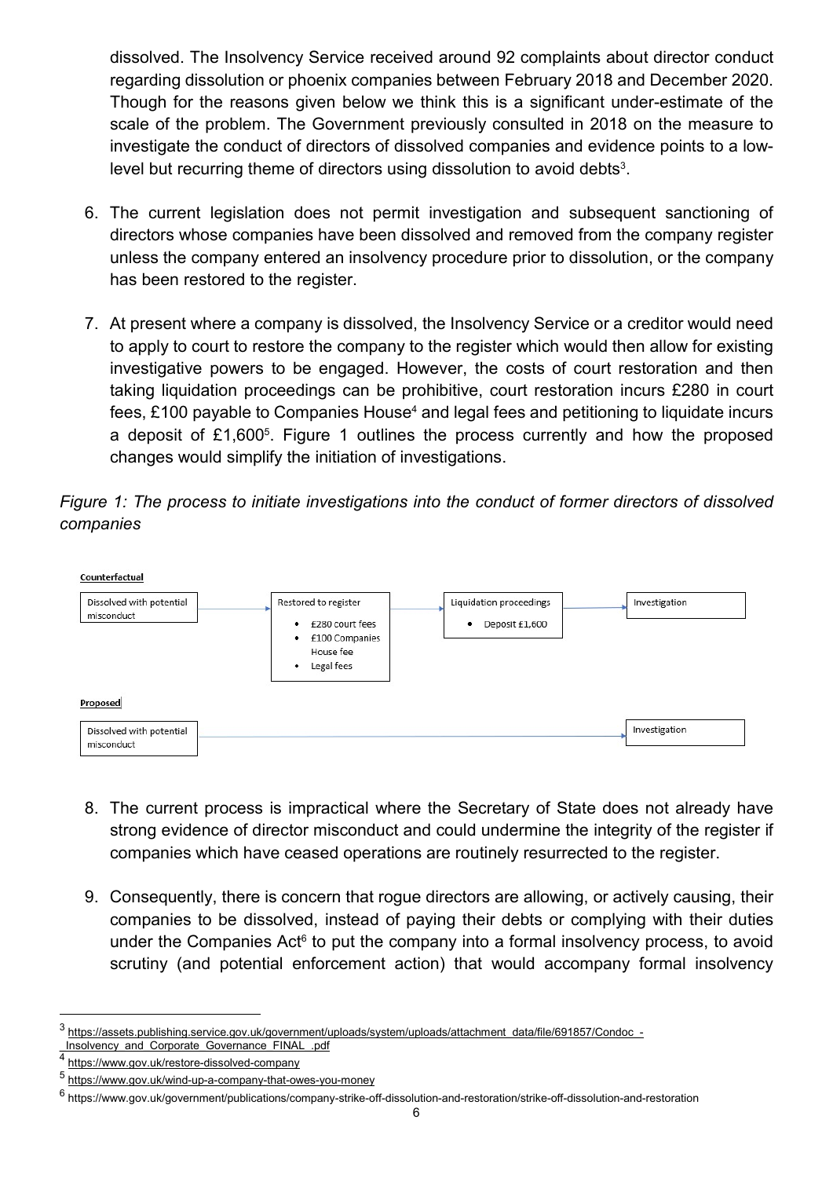dissolved. The Insolvency Service received around 92 complaints about director conduct regarding dissolution or phoenix companies between February 2018 and December 2020. Though for the reasons given below we think this is a significant under-estimate of the scale of the problem. The Government previously consulted in 2018 on the measure to investigate the conduct of directors of dissolved companies and evidence points to a low-level but recurring theme of directors using dissolution to avoid debts[3].

6. The current legislation does not permit investigation and subsequent sanctioning of directors whose companies have been dissolved and removed from the company register unless the company entered an insolvency procedure prior to dissolution, or the company has been restored to the register.

7. At present where a company is dissolved, the Insolvency Service or a creditor would need to apply to court to restore the company to the register which would then allow for existing investigative powers to be engaged. However, the costs of court restoration and then taking liquidation proceedings can be prohibitive, court restoration incurs £280 in court fees, £100 payable to Companies House[4] and legal fees and petitioning to liquidate incurs a deposit of £1,600[5]. Figure 1 outlines the process currently and how the proposed changes would simplify the initiation of investigations.

*Figure 1: The process to initiate investigations into the conduct of former directors of dissolved companies*

**Counterfactual**

Dissolved with potential misconduct → Restored to register (• £280 court fees • £100 Companies House fee • Legal fees) → Liquidation proceedings (• Deposit £1,600) → Investigation

**Proposed**

Dissolved with potential misconduct → Investigation

8. The current process is impractical where the Secretary of State does not already have strong evidence of director misconduct and could undermine the integrity of the register if companies which have ceased operations are routinely resurrected to the register.

9. Consequently, there is concern that rogue directors are allowing, or actively causing, their companies to be dissolved, instead of paying their debts or complying with their duties under the Companies Act[6] to put the company into a formal insolvency process, to avoid scrutiny (and potential enforcement action) that would accompany formal insolvency

---

[3] https://assets.publishing.service.gov.uk/government/uploads/system/uploads/attachment_data/file/691857/Condoc_-_Insolvency_and_Corporate_Governance_FINAL_.pdf

[4] https://www.gov.uk/restore-dissolved-company

[5] https://www.gov.uk/wind-up-a-company-that-owes-you-money

[6] https://www.gov.uk/government/publications/company-strike-off-dissolution-and-restoration/strike-off-dissolution-and-restoration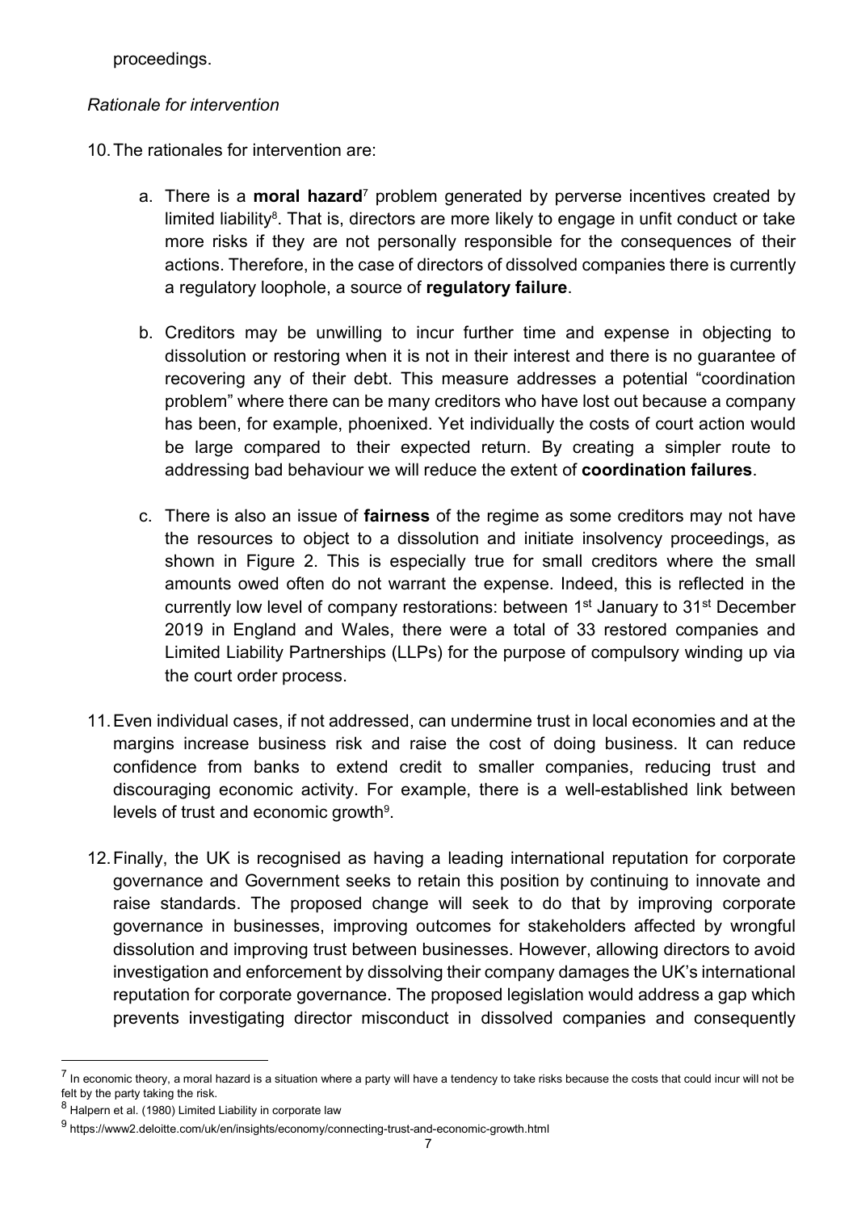proceedings.

*Rationale for intervention*

10. The rationales for intervention are:

    a. There is a **moral hazard**[7] problem generated by perverse incentives created by limited liability[8]. That is, directors are more likely to engage in unfit conduct or take more risks if they are not personally responsible for the consequences of their actions. Therefore, in the case of directors of dissolved companies there is currently a regulatory loophole, a source of **regulatory failure**.

    b. Creditors may be unwilling to incur further time and expense in objecting to dissolution or restoring when it is not in their interest and there is no guarantee of recovering any of their debt. This measure addresses a potential "coordination problem" where there can be many creditors who have lost out because a company has been, for example, phoenixed. Yet individually the costs of court action would be large compared to their expected return. By creating a simpler route to addressing bad behaviour we will reduce the extent of **coordination failures**.

    c. There is also an issue of **fairness** of the regime as some creditors may not have the resources to object to a dissolution and initiate insolvency proceedings, as shown in Figure 2. This is especially true for small creditors where the small amounts owed often do not warrant the expense. Indeed, this is reflected in the currently low level of company restorations: between 1st January to 31st December 2019 in England and Wales, there were a total of 33 restored companies and Limited Liability Partnerships (LLPs) for the purpose of compulsory winding up via the court order process.

11. Even individual cases, if not addressed, can undermine trust in local economies and at the margins increase business risk and raise the cost of doing business. It can reduce confidence from banks to extend credit to smaller companies, reducing trust and discouraging economic activity. For example, there is a well-established link between levels of trust and economic growth[9].

12. Finally, the UK is recognised as having a leading international reputation for corporate governance and Government seeks to retain this position by continuing to innovate and raise standards. The proposed change will seek to do that by improving corporate governance in businesses, improving outcomes for stakeholders affected by wrongful dissolution and improving trust between businesses. However, allowing directors to avoid investigation and enforcement by dissolving their company damages the UK's international reputation for corporate governance. The proposed legislation would address a gap which prevents investigating director misconduct in dissolved companies and consequently

---

[7] In economic theory, a moral hazard is a situation where a party will have a tendency to take risks because the costs that could incur will not be felt by the party taking the risk.

[8] Halpern et al. (1980) Limited Liability in corporate law

[9] https://www2.deloitte.com/uk/en/insights/economy/connecting-trust-and-economic-growth.html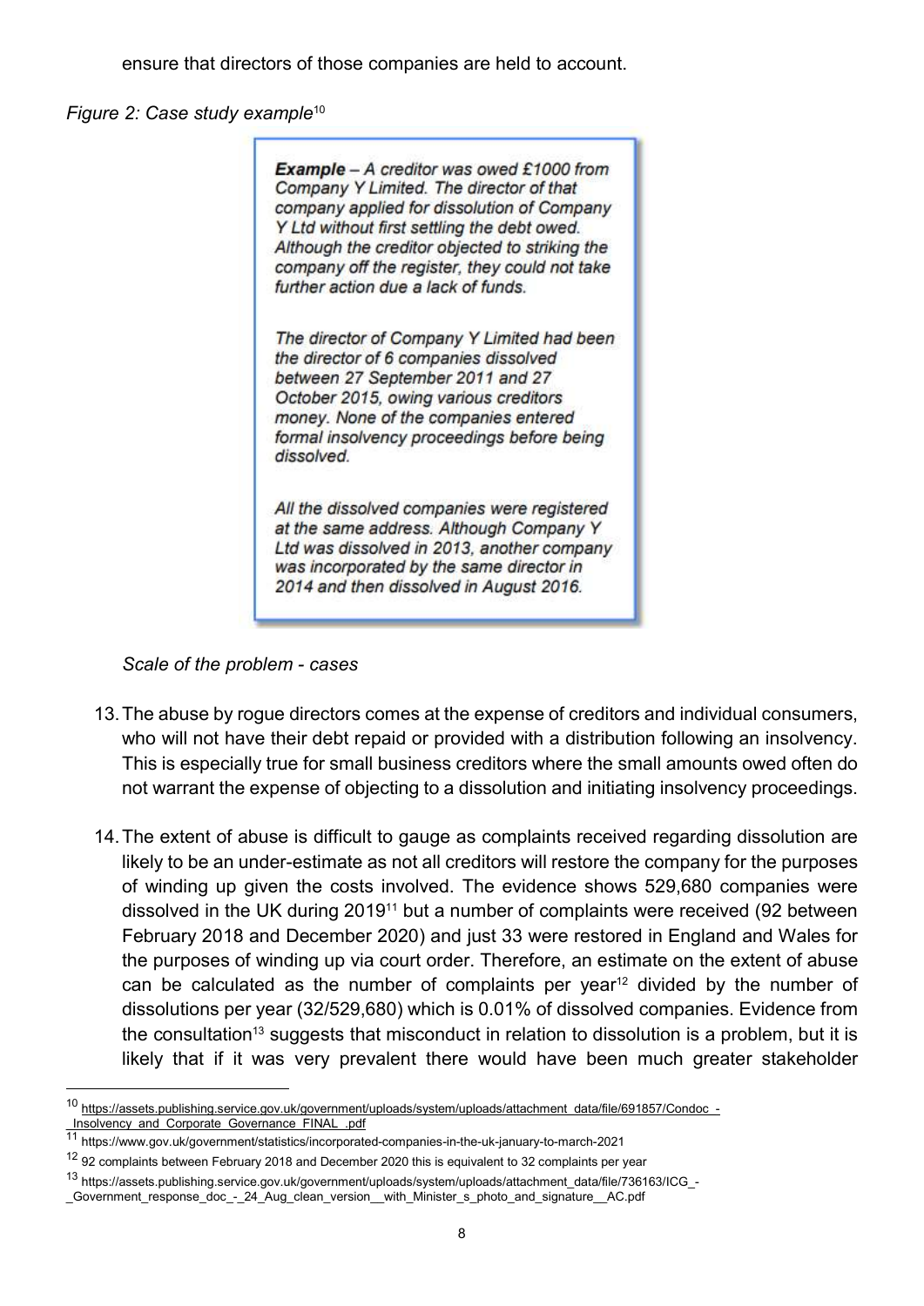ensure that directors of those companies are held to account.

*Figure 2: Case study example*[10]

> ***Example** – A creditor was owed £1000 from Company Y Limited. The director of that company applied for dissolution of Company Y Ltd without first settling the debt owed. Although the creditor objected to striking the company off the register, they could not take further action due a lack of funds.*
>
> *The director of Company Y Limited had been the director of 6 companies dissolved between 27 September 2011 and 27 October 2015, owing various creditors money. None of the companies entered formal insolvency proceedings before being dissolved.*
>
> *All the dissolved companies were registered at the same address. Although Company Y Ltd was dissolved in 2013, another company was incorporated by the same director in 2014 and then dissolved in August 2016.*

*Scale of the problem - cases*

13. The abuse by rogue directors comes at the expense of creditors and individual consumers, who will not have their debt repaid or provided with a distribution following an insolvency. This is especially true for small business creditors where the small amounts owed often do not warrant the expense of objecting to a dissolution and initiating insolvency proceedings.

14. The extent of abuse is difficult to gauge as complaints received regarding dissolution are likely to be an under-estimate as not all creditors will restore the company for the purposes of winding up given the costs involved. The evidence shows 529,680 companies were dissolved in the UK during 2019[11] but a number of complaints were received (92 between February 2018 and December 2020) and just 33 were restored in England and Wales for the purposes of winding up via court order. Therefore, an estimate on the extent of abuse can be calculated as the number of complaints per year[12] divided by the number of dissolutions per year (32/529,680) which is 0.01% of dissolved companies. Evidence from the consultation[13] suggests that misconduct in relation to dissolution is a problem, but it is likely that if it was very prevalent there would have been much greater stakeholder

---

[10] https://assets.publishing.service.gov.uk/government/uploads/system/uploads/attachment_data/file/691857/Condoc_-_Insolvency_and_Corporate_Governance_FINAL_.pdf

[11] https://www.gov.uk/government/statistics/incorporated-companies-in-the-uk-january-to-march-2021

[12] 92 complaints between February 2018 and December 2020 this is equivalent to 32 complaints per year

[13] https://assets.publishing.service.gov.uk/government/uploads/system/uploads/attachment_data/file/736163/ICG_-_Government_response_doc_-_24_Aug_clean_version__with_Minister_s_photo_and_signature__AC.pdf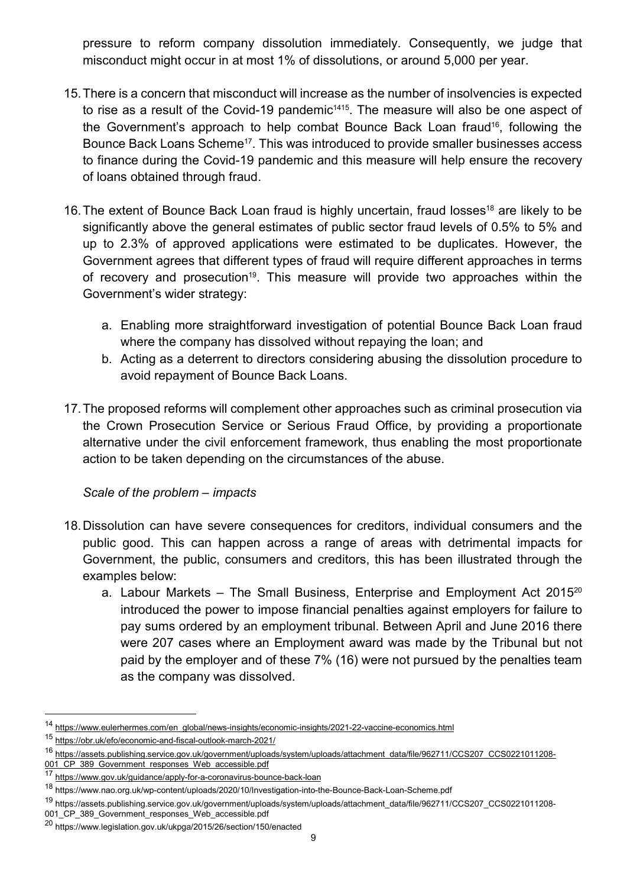pressure to reform company dissolution immediately. Consequently, we judge that misconduct might occur in at most 1% of dissolutions, or around 5,000 per year.

15. There is a concern that misconduct will increase as the number of insolvencies is expected to rise as a result of the Covid-19 pandemic[14][15]. The measure will also be one aspect of the Government's approach to help combat Bounce Back Loan fraud[16], following the Bounce Back Loans Scheme[17]. This was introduced to provide smaller businesses access to finance during the Covid-19 pandemic and this measure will help ensure the recovery of loans obtained through fraud.

16. The extent of Bounce Back Loan fraud is highly uncertain, fraud losses[18] are likely to be significantly above the general estimates of public sector fraud levels of 0.5% to 5% and up to 2.3% of approved applications were estimated to be duplicates. However, the Government agrees that different types of fraud will require different approaches in terms of recovery and prosecution[19]. This measure will provide two approaches within the Government's wider strategy:

    a. Enabling more straightforward investigation of potential Bounce Back Loan fraud where the company has dissolved without repaying the loan; and
    b. Acting as a deterrent to directors considering abusing the dissolution procedure to avoid repayment of Bounce Back Loans.

17. The proposed reforms will complement other approaches such as criminal prosecution via the Crown Prosecution Service or Serious Fraud Office, by providing a proportionate alternative under the civil enforcement framework, thus enabling the most proportionate action to be taken depending on the circumstances of the abuse.

*Scale of the problem – impacts*

18. Dissolution can have severe consequences for creditors, individual consumers and the public good. This can happen across a range of areas with detrimental impacts for Government, the public, consumers and creditors, this has been illustrated through the examples below:

    a. Labour Markets – The Small Business, Enterprise and Employment Act 2015[20] introduced the power to impose financial penalties against employers for failure to pay sums ordered by an employment tribunal. Between April and June 2016 there were 207 cases where an Employment award was made by the Tribunal but not paid by the employer and of these 7% (16) were not pursued by the penalties team as the company was dissolved.

---

[14] https://www.eulerhermes.com/en_global/news-insights/economic-insights/2021-22-vaccine-economics.html

[15] https://obr.uk/efo/economic-and-fiscal-outlook-march-2021/

[16] https://assets.publishing.service.gov.uk/government/uploads/system/uploads/attachment_data/file/962711/CCS207_CCS0221011208-001_CP_389_Government_responses_Web_accessible.pdf

[17] https://www.gov.uk/guidance/apply-for-a-coronavirus-bounce-back-loan

[18] https://www.nao.org.uk/wp-content/uploads/2020/10/Investigation-into-the-Bounce-Back-Loan-Scheme.pdf

[19] https://assets.publishing.service.gov.uk/government/uploads/system/uploads/attachment_data/file/962711/CCS207_CCS0221011208-001_CP_389_Government_responses_Web_accessible.pdf

[20] https://www.legislation.gov.uk/ukpga/2015/26/section/150/enacted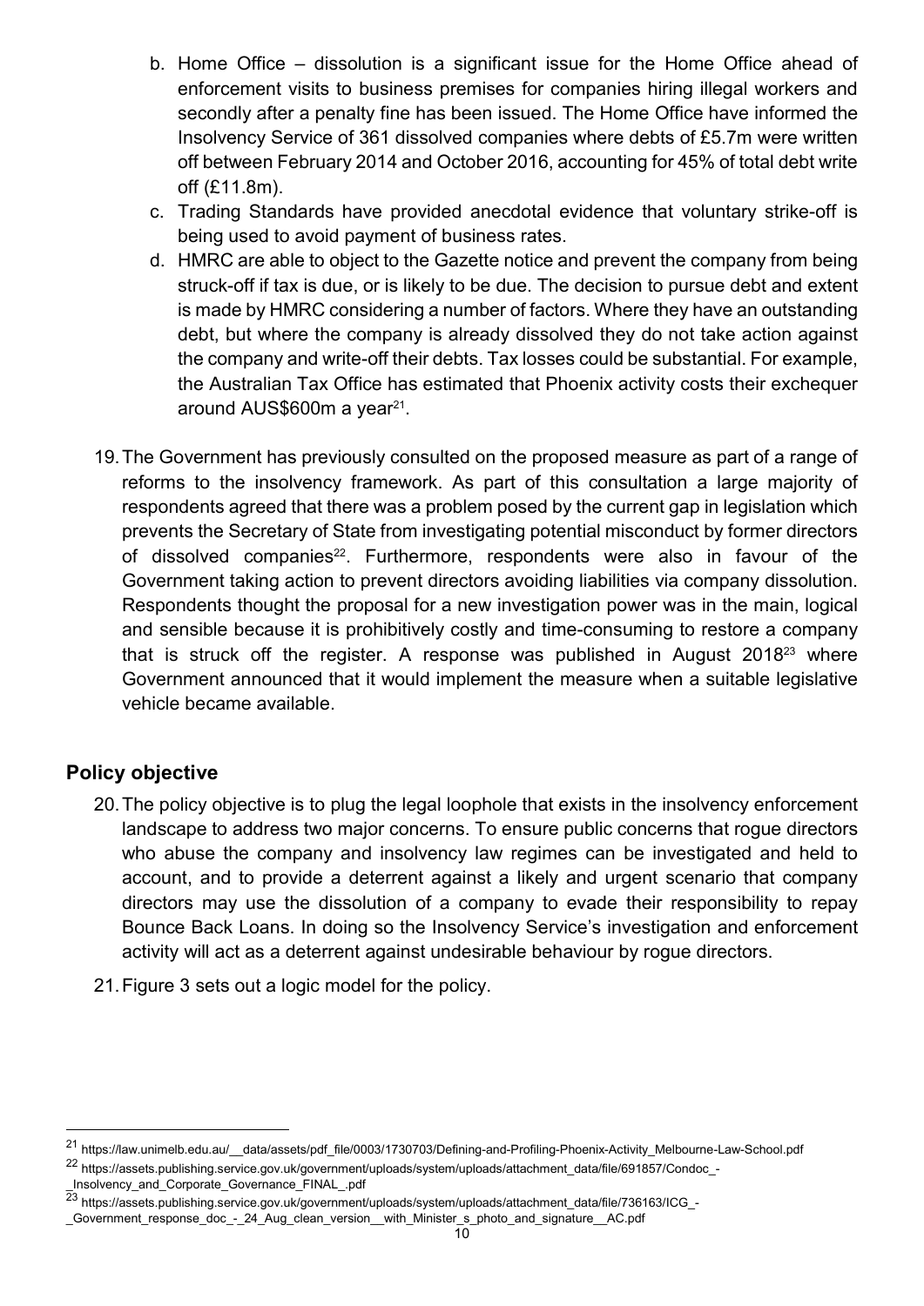b. Home Office – dissolution is a significant issue for the Home Office ahead of enforcement visits to business premises for companies hiring illegal workers and secondly after a penalty fine has been issued. The Home Office have informed the Insolvency Service of 361 dissolved companies where debts of £5.7m were written off between February 2014 and October 2016, accounting for 45% of total debt write off (£11.8m).

c. Trading Standards have provided anecdotal evidence that voluntary strike-off is being used to avoid payment of business rates.

d. HMRC are able to object to the Gazette notice and prevent the company from being struck-off if tax is due, or is likely to be due. The decision to pursue debt and extent is made by HMRC considering a number of factors. Where they have an outstanding debt, but where the company is already dissolved they do not take action against the company and write-off their debts. Tax losses could be substantial. For example, the Australian Tax Office has estimated that Phoenix activity costs their exchequer around AUS$600m a year[21].

19. The Government has previously consulted on the proposed measure as part of a range of reforms to the insolvency framework. As part of this consultation a large majority of respondents agreed that there was a problem posed by the current gap in legislation which prevents the Secretary of State from investigating potential misconduct by former directors of dissolved companies[22]. Furthermore, respondents were also in favour of the Government taking action to prevent directors avoiding liabilities via company dissolution. Respondents thought the proposal for a new investigation power was in the main, logical and sensible because it is prohibitively costly and time-consuming to restore a company that is struck off the register. A response was published in August 2018[23] where Government announced that it would implement the measure when a suitable legislative vehicle became available.

## Policy objective

20. The policy objective is to plug the legal loophole that exists in the insolvency enforcement landscape to address two major concerns. To ensure public concerns that rogue directors who abuse the company and insolvency law regimes can be investigated and held to account, and to provide a deterrent against a likely and urgent scenario that company directors may use the dissolution of a company to evade their responsibility to repay Bounce Back Loans. In doing so the Insolvency Service's investigation and enforcement activity will act as a deterrent against undesirable behaviour by rogue directors.

21. Figure 3 sets out a logic model for the policy.

---

[21] https://law.unimelb.edu.au/__data/assets/pdf_file/0003/1730703/Defining-and-Profiling-Phoenix-Activity_Melbourne-Law-School.pdf

[22] https://assets.publishing.service.gov.uk/government/uploads/system/uploads/attachment_data/file/691857/Condoc_-_Insolvency_and_Corporate_Governance_FINAL_.pdf

[23] https://assets.publishing.service.gov.uk/government/uploads/system/uploads/attachment_data/file/736163/ICG_-_Government_response_doc_-_24_Aug_clean_version__with_Minister_s_photo_and_signature__AC.pdf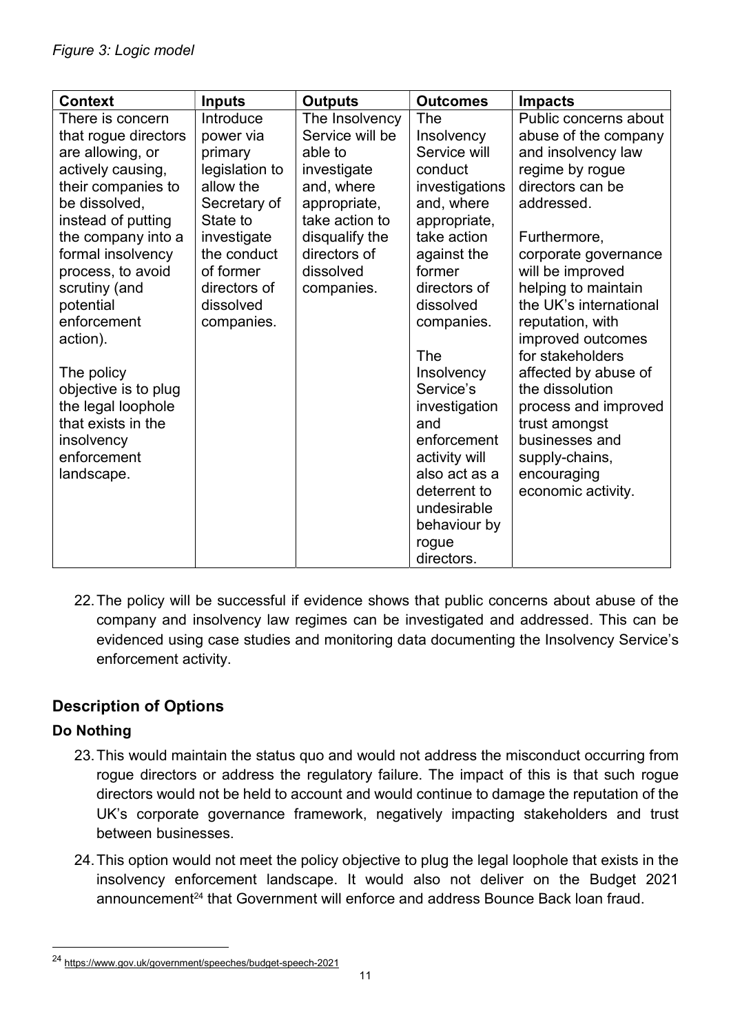*Figure 3: Logic model*

| Context | Inputs | Outputs | Outcomes | Impacts |
|---|---|---|---|---|
| There is concern that rogue directors are allowing, or actively causing, their companies to be dissolved, instead of putting the company into a formal insolvency process, to avoid scrutiny (and potential enforcement action).<br><br>The policy objective is to plug the legal loophole that exists in the insolvency enforcement landscape. | Introduce power via primary legislation to allow the Secretary of State to investigate the conduct of former directors of dissolved companies. | The Insolvency Service will be able to investigate and, where appropriate, take action to disqualify the directors of dissolved companies. | The Insolvency Service will conduct investigations and, where appropriate, take action against the former directors of dissolved companies.<br><br>The Insolvency Service's investigation and enforcement activity will also act as a deterrent to undesirable behaviour by rogue directors. | Public concerns about abuse of the company and insolvency law regime by rogue directors can be addressed.<br><br>Furthermore, corporate governance will be improved helping to maintain the UK's international reputation, with improved outcomes for stakeholders affected by abuse of the dissolution process and improved trust amongst businesses and supply-chains, encouraging economic activity. |

22. The policy will be successful if evidence shows that public concerns about abuse of the company and insolvency law regimes can be investigated and addressed. This can be evidenced using case studies and monitoring data documenting the Insolvency Service's enforcement activity.

## Description of Options

### Do Nothing

23. This would maintain the status quo and would not address the misconduct occurring from rogue directors or address the regulatory failure. The impact of this is that such rogue directors would not be held to account and would continue to damage the reputation of the UK's corporate governance framework, negatively impacting stakeholders and trust between businesses.

24. This option would not meet the policy objective to plug the legal loophole that exists in the insolvency enforcement landscape. It would also not deliver on the Budget 2021 announcement[24] that Government will enforce and address Bounce Back loan fraud.

[24] https://www.gov.uk/government/speeches/budget-speech-2021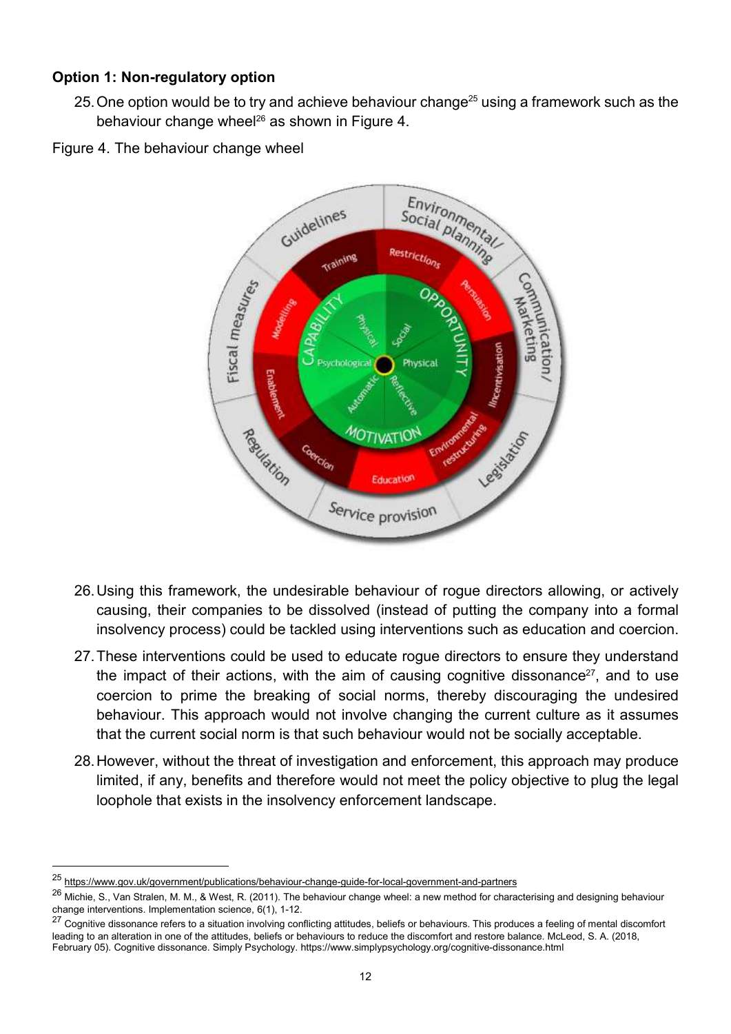**Option 1: Non-regulatory option**

25. One option would be to try and achieve behaviour change[25] using a framework such as the behaviour change wheel[26] as shown in Figure 4.

Figure 4. The behaviour change wheel

Guidelines
Environmental/ Social planning
Communication/ Marketing
Legislation
Service provision
Regulation
Fiscal measures
Training
Restrictions
Persuasion
Incentivisation
Environmental restructuring
Education
Coercion
Enablement
Modelling
CAPABILITY
OPPORTUNITY
MOTIVATION
Physical
Social
Psychological
Physical
Automatic
Reflective

26. Using this framework, the undesirable behaviour of rogue directors allowing, or actively causing, their companies to be dissolved (instead of putting the company into a formal insolvency process) could be tackled using interventions such as education and coercion.

27. These interventions could be used to educate rogue directors to ensure they understand the impact of their actions, with the aim of causing cognitive dissonance[27], and to use coercion to prime the breaking of social norms, thereby discouraging the undesired behaviour. This approach would not involve changing the current culture as it assumes that the current social norm is that such behaviour would not be socially acceptable.

28. However, without the threat of investigation and enforcement, this approach may produce limited, if any, benefits and therefore would not meet the policy objective to plug the legal loophole that exists in the insolvency enforcement landscape.

---

[25] https://www.gov.uk/government/publications/behaviour-change-guide-for-local-government-and-partners

[26] Michie, S., Van Stralen, M. M., & West, R. (2011). The behaviour change wheel: a new method for characterising and designing behaviour change interventions. Implementation science, 6(1), 1-12.

[27] Cognitive dissonance refers to a situation involving conflicting attitudes, beliefs or behaviours. This produces a feeling of mental discomfort leading to an alteration in one of the attitudes, beliefs or behaviours to reduce the discomfort and restore balance. McLeod, S. A. (2018, February 05). Cognitive dissonance. Simply Psychology. https://www.simplypsychology.org/cognitive-dissonance.html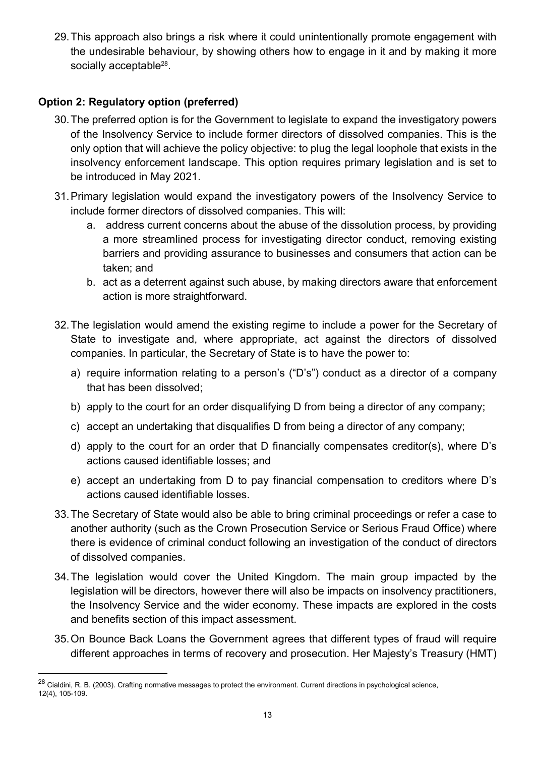29. This approach also brings a risk where it could unintentionally promote engagement with the undesirable behaviour, by showing others how to engage in it and by making it more socially acceptable[28].

**Option 2: Regulatory option (preferred)**

30. The preferred option is for the Government to legislate to expand the investigatory powers of the Insolvency Service to include former directors of dissolved companies. This is the only option that will achieve the policy objective: to plug the legal loophole that exists in the insolvency enforcement landscape. This option requires primary legislation and is set to be introduced in May 2021.

31. Primary legislation would expand the investigatory powers of the Insolvency Service to include former directors of dissolved companies. This will:
    a. address current concerns about the abuse of the dissolution process, by providing a more streamlined process for investigating director conduct, removing existing barriers and providing assurance to businesses and consumers that action can be taken; and
    b. act as a deterrent against such abuse, by making directors aware that enforcement action is more straightforward.

32. The legislation would amend the existing regime to include a power for the Secretary of State to investigate and, where appropriate, act against the directors of dissolved companies. In particular, the Secretary of State is to have the power to:

    a) require information relating to a person's ("D's") conduct as a director of a company that has been dissolved;

    b) apply to the court for an order disqualifying D from being a director of any company;

    c) accept an undertaking that disqualifies D from being a director of any company;

    d) apply to the court for an order that D financially compensates creditor(s), where D's actions caused identifiable losses; and

    e) accept an undertaking from D to pay financial compensation to creditors where D's actions caused identifiable losses.

33. The Secretary of State would also be able to bring criminal proceedings or refer a case to another authority (such as the Crown Prosecution Service or Serious Fraud Office) where there is evidence of criminal conduct following an investigation of the conduct of directors of dissolved companies.

34. The legislation would cover the United Kingdom. The main group impacted by the legislation will be directors, however there will also be impacts on insolvency practitioners, the Insolvency Service and the wider economy. These impacts are explored in the costs and benefits section of this impact assessment.

35. On Bounce Back Loans the Government agrees that different types of fraud will require different approaches in terms of recovery and prosecution. Her Majesty's Treasury (HMT)

[28] Cialdini, R. B. (2003). Crafting normative messages to protect the environment. Current directions in psychological science, 12(4), 105-109.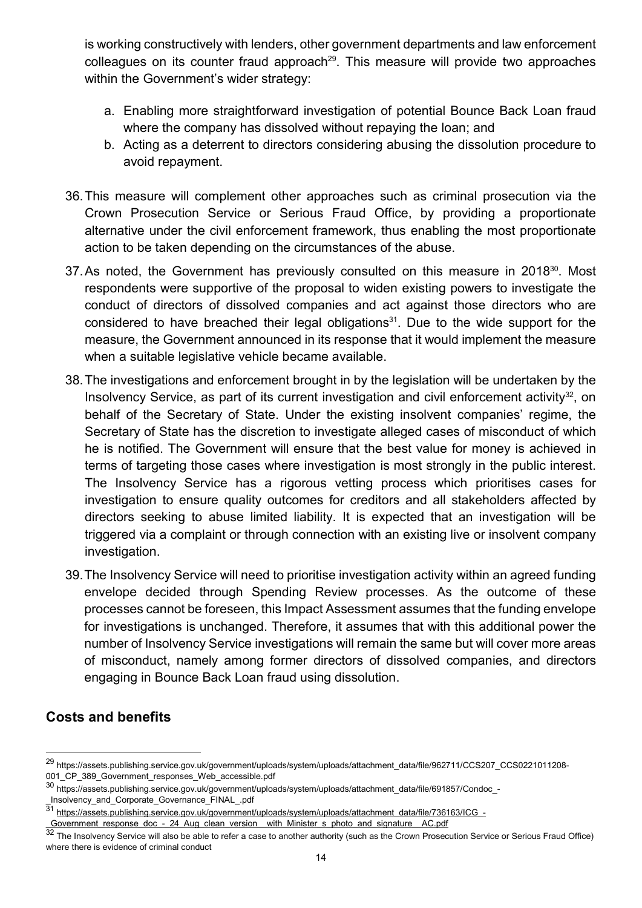is working constructively with lenders, other government departments and law enforcement colleagues on its counter fraud approach[29]. This measure will provide two approaches within the Government's wider strategy:

a. Enabling more straightforward investigation of potential Bounce Back Loan fraud where the company has dissolved without repaying the loan; and
b. Acting as a deterrent to directors considering abusing the dissolution procedure to avoid repayment.

36. This measure will complement other approaches such as criminal prosecution via the Crown Prosecution Service or Serious Fraud Office, by providing a proportionate alternative under the civil enforcement framework, thus enabling the most proportionate action to be taken depending on the circumstances of the abuse.

37. As noted, the Government has previously consulted on this measure in 2018[30]. Most respondents were supportive of the proposal to widen existing powers to investigate the conduct of directors of dissolved companies and act against those directors who are considered to have breached their legal obligations[31]. Due to the wide support for the measure, the Government announced in its response that it would implement the measure when a suitable legislative vehicle became available.

38. The investigations and enforcement brought in by the legislation will be undertaken by the Insolvency Service, as part of its current investigation and civil enforcement activity[32], on behalf of the Secretary of State. Under the existing insolvent companies' regime, the Secretary of State has the discretion to investigate alleged cases of misconduct of which he is notified. The Government will ensure that the best value for money is achieved in terms of targeting those cases where investigation is most strongly in the public interest. The Insolvency Service has a rigorous vetting process which prioritises cases for investigation to ensure quality outcomes for creditors and all stakeholders affected by directors seeking to abuse limited liability. It is expected that an investigation will be triggered via a complaint or through connection with an existing live or insolvent company investigation.

39. The Insolvency Service will need to prioritise investigation activity within an agreed funding envelope decided through Spending Review processes. As the outcome of these processes cannot be foreseen, this Impact Assessment assumes that the funding envelope for investigations is unchanged. Therefore, it assumes that with this additional power the number of Insolvency Service investigations will remain the same but will cover more areas of misconduct, namely among former directors of dissolved companies, and directors engaging in Bounce Back Loan fraud using dissolution.

## Costs and benefits

---

[29] https://assets.publishing.service.gov.uk/government/uploads/system/uploads/attachment_data/file/962711/CCS207_CCS0221011208-001_CP_389_Government_responses_Web_accessible.pdf

[30] https://assets.publishing.service.gov.uk/government/uploads/system/uploads/attachment_data/file/691857/Condoc_-_Insolvency_and_Corporate_Governance_FINAL_.pdf

[31] https://assets.publishing.service.gov.uk/government/uploads/system/uploads/attachment_data/file/736163/ICG_-_Government_response_doc_-_24_Aug_clean_version__with_Minister_s_photo_and_signature__AC.pdf

[32] The Insolvency Service will also be able to refer a case to another authority (such as the Crown Prosecution Service or Serious Fraud Office) where there is evidence of criminal conduct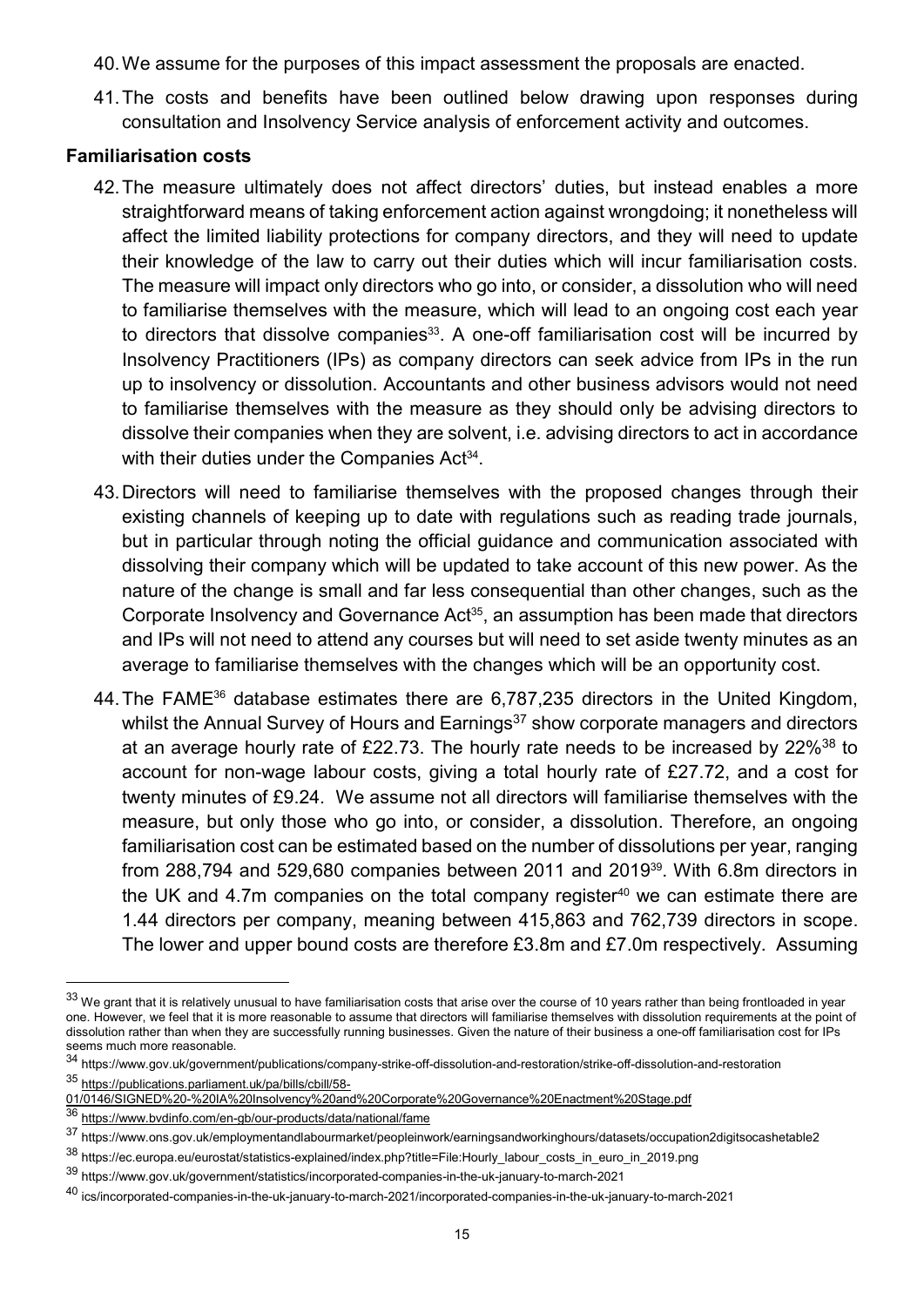40. We assume for the purposes of this impact assessment the proposals are enacted.

41. The costs and benefits have been outlined below drawing upon responses during consultation and Insolvency Service analysis of enforcement activity and outcomes.

**Familiarisation costs**

42. The measure ultimately does not affect directors' duties, but instead enables a more straightforward means of taking enforcement action against wrongdoing; it nonetheless will affect the limited liability protections for company directors, and they will need to update their knowledge of the law to carry out their duties which will incur familiarisation costs. The measure will impact only directors who go into, or consider, a dissolution who will need to familiarise themselves with the measure, which will lead to an ongoing cost each year to directors that dissolve companies[33]. A one-off familiarisation cost will be incurred by Insolvency Practitioners (IPs) as company directors can seek advice from IPs in the run up to insolvency or dissolution. Accountants and other business advisors would not need to familiarise themselves with the measure as they should only be advising directors to dissolve their companies when they are solvent, i.e. advising directors to act in accordance with their duties under the Companies Act[34].

43. Directors will need to familiarise themselves with the proposed changes through their existing channels of keeping up to date with regulations such as reading trade journals, but in particular through noting the official guidance and communication associated with dissolving their company which will be updated to take account of this new power. As the nature of the change is small and far less consequential than other changes, such as the Corporate Insolvency and Governance Act[35], an assumption has been made that directors and IPs will not need to attend any courses but will need to set aside twenty minutes as an average to familiarise themselves with the changes which will be an opportunity cost.

44. The FAME[36] database estimates there are 6,787,235 directors in the United Kingdom, whilst the Annual Survey of Hours and Earnings[37] show corporate managers and directors at an average hourly rate of £22.73. The hourly rate needs to be increased by 22%[38] to account for non-wage labour costs, giving a total hourly rate of £27.72, and a cost for twenty minutes of £9.24. We assume not all directors will familiarise themselves with the measure, but only those who go into, or consider, a dissolution. Therefore, an ongoing familiarisation cost can be estimated based on the number of dissolutions per year, ranging from 288,794 and 529,680 companies between 2011 and 2019[39]. With 6.8m directors in the UK and 4.7m companies on the total company register[40] we can estimate there are 1.44 directors per company, meaning between 415,863 and 762,739 directors in scope. The lower and upper bound costs are therefore £3.8m and £7.0m respectively. Assuming

---

[33] We grant that it is relatively unusual to have familiarisation costs that arise over the course of 10 years rather than being frontloaded in year one. However, we feel that it is more reasonable to assume that directors will familiarise themselves with dissolution requirements at the point of dissolution rather than when they are successfully running businesses. Given the nature of their business a one-off familiarisation cost for IPs seems much more reasonable.

[34] https://www.gov.uk/government/publications/company-strike-off-dissolution-and-restoration/strike-off-dissolution-and-restoration

[35] https://publications.parliament.uk/pa/bills/cbill/58-01/0146/SIGNED%20-%20IA%20Insolvency%20and%20Corporate%20Governance%20Enactment%20Stage.pdf

[36] https://www.bvdinfo.com/en-gb/our-products/data/national/fame

[37] https://www.ons.gov.uk/employmentandlabourmarket/peopleinwork/earningsandworkinghours/datasets/occupation2digitsocashetable2

[38] https://ec.europa.eu/eurostat/statistics-explained/index.php?title=File:Hourly_labour_costs_in_euro_in_2019.png

[39] https://www.gov.uk/government/statistics/incorporated-companies-in-the-uk-january-to-march-2021

[40] ics/incorporated-companies-in-the-uk-january-to-march-2021/incorporated-companies-in-the-uk-january-to-march-2021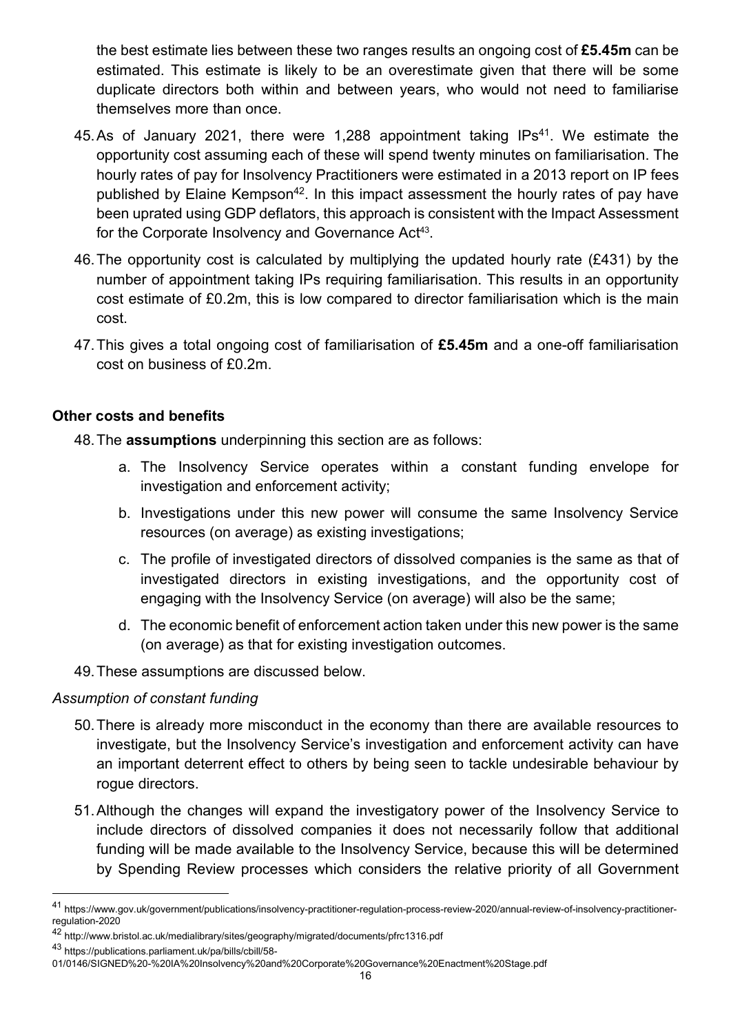the best estimate lies between these two ranges results an ongoing cost of **£5.45m** can be estimated. This estimate is likely to be an overestimate given that there will be some duplicate directors both within and between years, who would not need to familiarise themselves more than once.

45. As of January 2021, there were 1,288 appointment taking IPs[41]. We estimate the opportunity cost assuming each of these will spend twenty minutes on familiarisation. The hourly rates of pay for Insolvency Practitioners were estimated in a 2013 report on IP fees published by Elaine Kempson[42]. In this impact assessment the hourly rates of pay have been uprated using GDP deflators, this approach is consistent with the Impact Assessment for the Corporate Insolvency and Governance Act[43].

46. The opportunity cost is calculated by multiplying the updated hourly rate (£431) by the number of appointment taking IPs requiring familiarisation. This results in an opportunity cost estimate of £0.2m, this is low compared to director familiarisation which is the main cost.

47. This gives a total ongoing cost of familiarisation of **£5.45m** and a one-off familiarisation cost on business of £0.2m.

**Other costs and benefits**

48. The **assumptions** underpinning this section are as follows:

    a. The Insolvency Service operates within a constant funding envelope for investigation and enforcement activity;

    b. Investigations under this new power will consume the same Insolvency Service resources (on average) as existing investigations;

    c. The profile of investigated directors of dissolved companies is the same as that of investigated directors in existing investigations, and the opportunity cost of engaging with the Insolvency Service (on average) will also be the same;

    d. The economic benefit of enforcement action taken under this new power is the same (on average) as that for existing investigation outcomes.

49. These assumptions are discussed below.

*Assumption of constant funding*

50. There is already more misconduct in the economy than there are available resources to investigate, but the Insolvency Service's investigation and enforcement activity can have an important deterrent effect to others by being seen to tackle undesirable behaviour by rogue directors.

51. Although the changes will expand the investigatory power of the Insolvency Service to include directors of dissolved companies it does not necessarily follow that additional funding will be made available to the Insolvency Service, because this will be determined by Spending Review processes which considers the relative priority of all Government

[41] https://www.gov.uk/government/publications/insolvency-practitioner-regulation-process-review-2020/annual-review-of-insolvency-practitioner-regulation-2020

[42] http://www.bristol.ac.uk/medialibrary/sites/geography/migrated/documents/pfrc1316.pdf

[43] https://publications.parliament.uk/pa/bills/cbill/58-01/0146/SIGNED%20-%20IA%20Insolvency%20and%20Corporate%20Governance%20Enactment%20Stage.pdf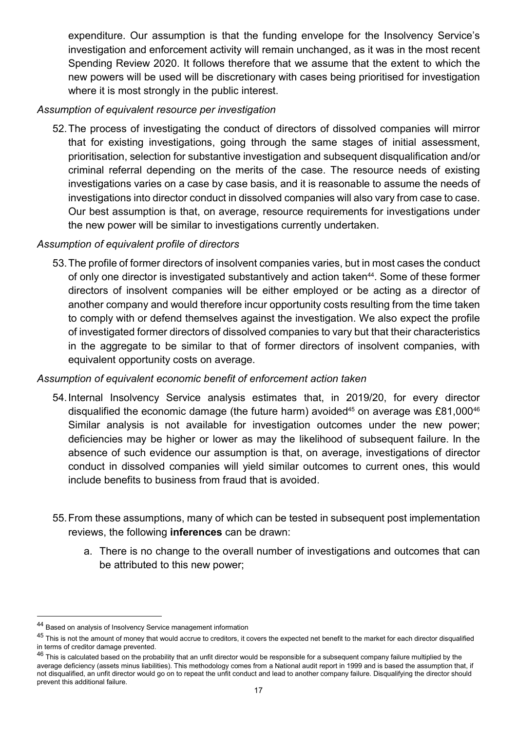expenditure. Our assumption is that the funding envelope for the Insolvency Service's investigation and enforcement activity will remain unchanged, as it was in the most recent Spending Review 2020. It follows therefore that we assume that the extent to which the new powers will be used will be discretionary with cases being prioritised for investigation where it is most strongly in the public interest.

*Assumption of equivalent resource per investigation*

52. The process of investigating the conduct of directors of dissolved companies will mirror that for existing investigations, going through the same stages of initial assessment, prioritisation, selection for substantive investigation and subsequent disqualification and/or criminal referral depending on the merits of the case. The resource needs of existing investigations varies on a case by case basis, and it is reasonable to assume the needs of investigations into director conduct in dissolved companies will also vary from case to case. Our best assumption is that, on average, resource requirements for investigations under the new power will be similar to investigations currently undertaken.

*Assumption of equivalent profile of directors*

53. The profile of former directors of insolvent companies varies, but in most cases the conduct of only one director is investigated substantively and action taken[44]. Some of these former directors of insolvent companies will be either employed or be acting as a director of another company and would therefore incur opportunity costs resulting from the time taken to comply with or defend themselves against the investigation. We also expect the profile of investigated former directors of dissolved companies to vary but that their characteristics in the aggregate to be similar to that of former directors of insolvent companies, with equivalent opportunity costs on average.

*Assumption of equivalent economic benefit of enforcement action taken*

54. Internal Insolvency Service analysis estimates that, in 2019/20, for every director disqualified the economic damage (the future harm) avoided[45] on average was £81,000[46] Similar analysis is not available for investigation outcomes under the new power; deficiencies may be higher or lower as may the likelihood of subsequent failure. In the absence of such evidence our assumption is that, on average, investigations of director conduct in dissolved companies will yield similar outcomes to current ones, this would include benefits to business from fraud that is avoided.

55. From these assumptions, many of which can be tested in subsequent post implementation reviews, the following **inferences** can be drawn:

    a. There is no change to the overall number of investigations and outcomes that can be attributed to this new power;

---

[44] Based on analysis of Insolvency Service management information

[45] This is not the amount of money that would accrue to creditors, it covers the expected net benefit to the market for each director disqualified in terms of creditor damage prevented.

[46] This is calculated based on the probability that an unfit director would be responsible for a subsequent company failure multiplied by the average deficiency (assets minus liabilities). This methodology comes from a National audit report in 1999 and is based the assumption that, if not disqualified, an unfit director would go on to repeat the unfit conduct and lead to another company failure. Disqualifying the director should prevent this additional failure.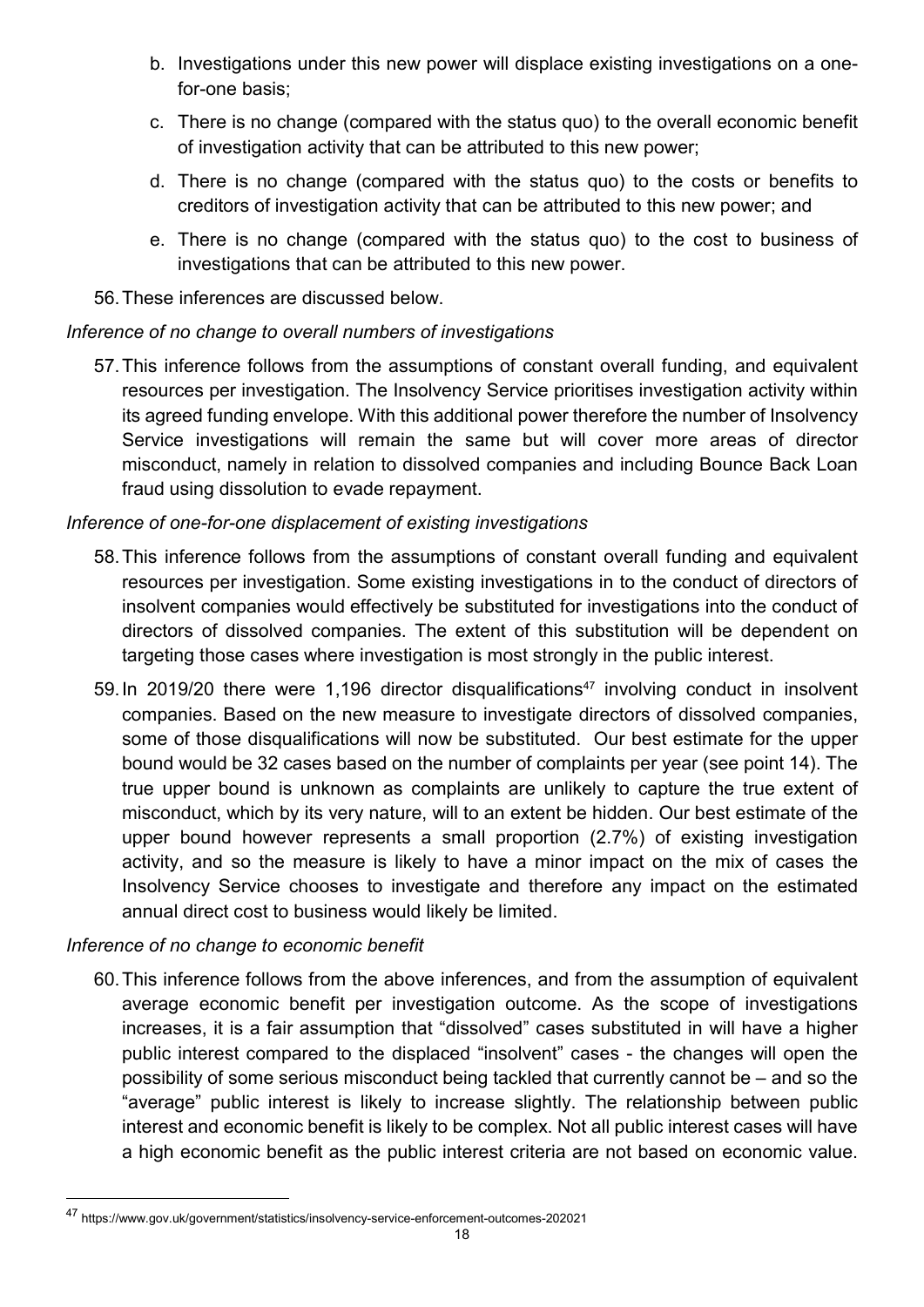b. Investigations under this new power will displace existing investigations on a one-for-one basis;

c. There is no change (compared with the status quo) to the overall economic benefit of investigation activity that can be attributed to this new power;

d. There is no change (compared with the status quo) to the costs or benefits to creditors of investigation activity that can be attributed to this new power; and

e. There is no change (compared with the status quo) to the cost to business of investigations that can be attributed to this new power.

56. These inferences are discussed below.

*Inference of no change to overall numbers of investigations*

57. This inference follows from the assumptions of constant overall funding, and equivalent resources per investigation. The Insolvency Service prioritises investigation activity within its agreed funding envelope. With this additional power therefore the number of Insolvency Service investigations will remain the same but will cover more areas of director misconduct, namely in relation to dissolved companies and including Bounce Back Loan fraud using dissolution to evade repayment.

*Inference of one-for-one displacement of existing investigations*

58. This inference follows from the assumptions of constant overall funding and equivalent resources per investigation. Some existing investigations in to the conduct of directors of insolvent companies would effectively be substituted for investigations into the conduct of directors of dissolved companies. The extent of this substitution will be dependent on targeting those cases where investigation is most strongly in the public interest.

59. In 2019/20 there were 1,196 director disqualifications[47] involving conduct in insolvent companies. Based on the new measure to investigate directors of dissolved companies, some of those disqualifications will now be substituted. Our best estimate for the upper bound would be 32 cases based on the number of complaints per year (see point 14). The true upper bound is unknown as complaints are unlikely to capture the true extent of misconduct, which by its very nature, will to an extent be hidden. Our best estimate of the upper bound however represents a small proportion (2.7%) of existing investigation activity, and so the measure is likely to have a minor impact on the mix of cases the Insolvency Service chooses to investigate and therefore any impact on the estimated annual direct cost to business would likely be limited.

*Inference of no change to economic benefit*

60. This inference follows from the above inferences, and from the assumption of equivalent average economic benefit per investigation outcome. As the scope of investigations increases, it is a fair assumption that "dissolved" cases substituted in will have a higher public interest compared to the displaced "insolvent" cases - the changes will open the possibility of some serious misconduct being tackled that currently cannot be – and so the "average" public interest is likely to increase slightly. The relationship between public interest and economic benefit is likely to be complex. Not all public interest cases will have a high economic benefit as the public interest criteria are not based on economic value.

[47] https://www.gov.uk/government/statistics/insolvency-service-enforcement-outcomes-202021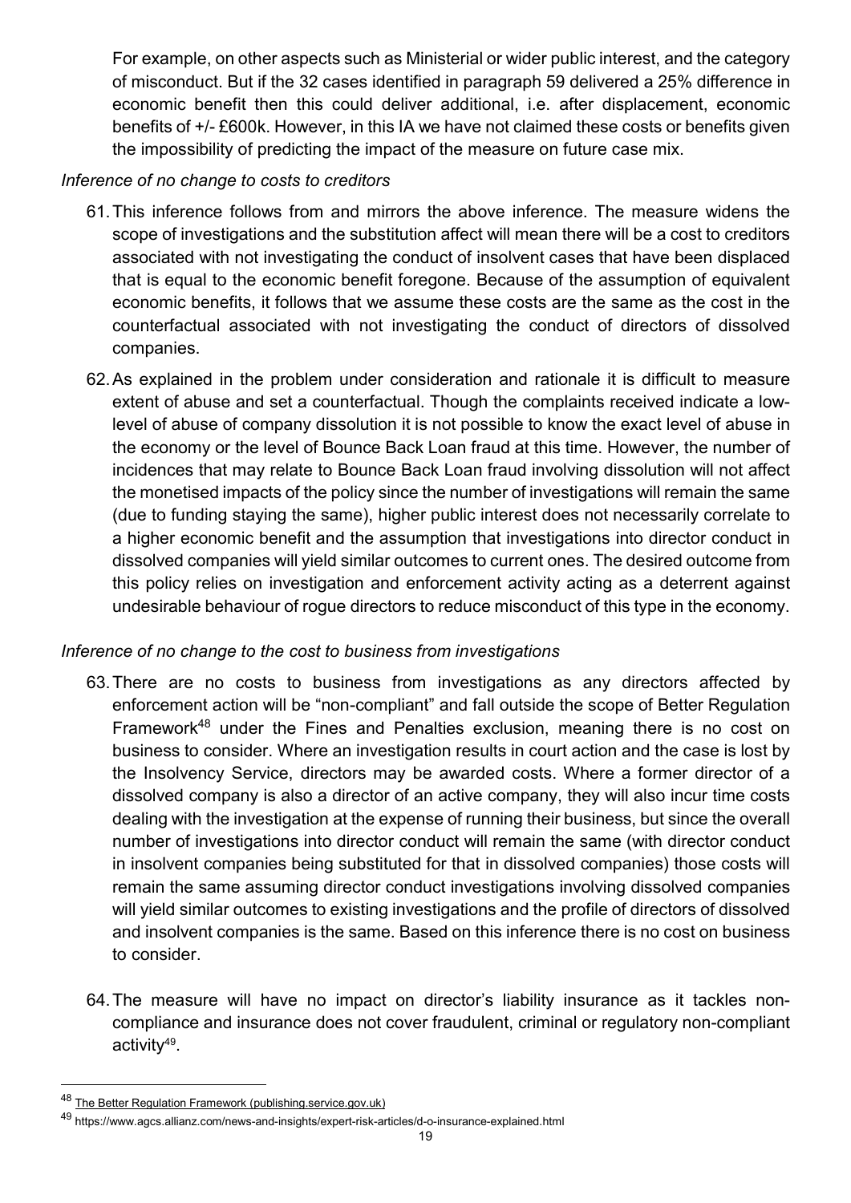For example, on other aspects such as Ministerial or wider public interest, and the category of misconduct. But if the 32 cases identified in paragraph 59 delivered a 25% difference in economic benefit then this could deliver additional, i.e. after displacement, economic benefits of +/- £600k. However, in this IA we have not claimed these costs or benefits given the impossibility of predicting the impact of the measure on future case mix.

*Inference of no change to costs to creditors*

61. This inference follows from and mirrors the above inference. The measure widens the scope of investigations and the substitution affect will mean there will be a cost to creditors associated with not investigating the conduct of insolvent cases that have been displaced that is equal to the economic benefit foregone. Because of the assumption of equivalent economic benefits, it follows that we assume these costs are the same as the cost in the counterfactual associated with not investigating the conduct of directors of dissolved companies.

62. As explained in the problem under consideration and rationale it is difficult to measure extent of abuse and set a counterfactual. Though the complaints received indicate a low-level of abuse of company dissolution it is not possible to know the exact level of abuse in the economy or the level of Bounce Back Loan fraud at this time. However, the number of incidences that may relate to Bounce Back Loan fraud involving dissolution will not affect the monetised impacts of the policy since the number of investigations will remain the same (due to funding staying the same), higher public interest does not necessarily correlate to a higher economic benefit and the assumption that investigations into director conduct in dissolved companies will yield similar outcomes to current ones. The desired outcome from this policy relies on investigation and enforcement activity acting as a deterrent against undesirable behaviour of rogue directors to reduce misconduct of this type in the economy.

*Inference of no change to the cost to business from investigations*

63. There are no costs to business from investigations as any directors affected by enforcement action will be "non-compliant" and fall outside the scope of Better Regulation Framework[48] under the Fines and Penalties exclusion, meaning there is no cost on business to consider. Where an investigation results in court action and the case is lost by the Insolvency Service, directors may be awarded costs. Where a former director of a dissolved company is also a director of an active company, they will also incur time costs dealing with the investigation at the expense of running their business, but since the overall number of investigations into director conduct will remain the same (with director conduct in insolvent companies being substituted for that in dissolved companies) those costs will remain the same assuming director conduct investigations involving dissolved companies will yield similar outcomes to existing investigations and the profile of directors of dissolved and insolvent companies is the same. Based on this inference there is no cost on business to consider.

64. The measure will have no impact on director's liability insurance as it tackles non-compliance and insurance does not cover fraudulent, criminal or regulatory non-compliant activity[49].

[48] The Better Regulation Framework (publishing.service.gov.uk)

[49] https://www.agcs.allianz.com/news-and-insights/expert-risk-articles/d-o-insurance-explained.html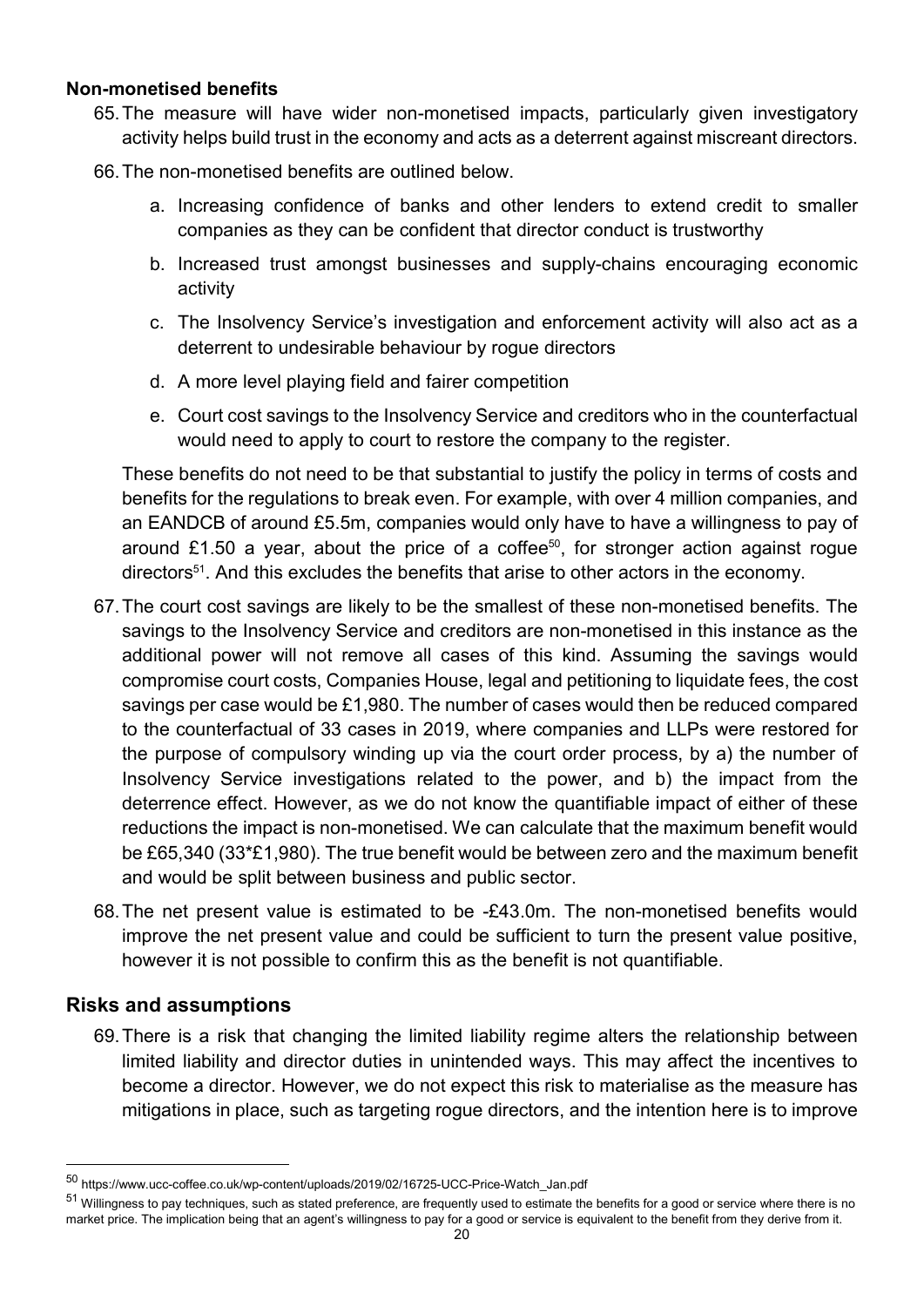**Non-monetised benefits**

65. The measure will have wider non-monetised impacts, particularly given investigatory activity helps build trust in the economy and acts as a deterrent against miscreant directors.

66. The non-monetised benefits are outlined below.

    a. Increasing confidence of banks and other lenders to extend credit to smaller companies as they can be confident that director conduct is trustworthy

    b. Increased trust amongst businesses and supply-chains encouraging economic activity

    c. The Insolvency Service's investigation and enforcement activity will also act as a deterrent to undesirable behaviour by rogue directors

    d. A more level playing field and fairer competition

    e. Court cost savings to the Insolvency Service and creditors who in the counterfactual would need to apply to court to restore the company to the register.

    These benefits do not need to be that substantial to justify the policy in terms of costs and benefits for the regulations to break even. For example, with over 4 million companies, and an EANDCB of around £5.5m, companies would only have to have a willingness to pay of around £1.50 a year, about the price of a coffee[50], for stronger action against rogue directors[51]. And this excludes the benefits that arise to other actors in the economy.

67. The court cost savings are likely to be the smallest of these non-monetised benefits. The savings to the Insolvency Service and creditors are non-monetised in this instance as the additional power will not remove all cases of this kind. Assuming the savings would compromise court costs, Companies House, legal and petitioning to liquidate fees, the cost savings per case would be £1,980. The number of cases would then be reduced compared to the counterfactual of 33 cases in 2019, where companies and LLPs were restored for the purpose of compulsory winding up via the court order process, by a) the number of Insolvency Service investigations related to the power, and b) the impact from the deterrence effect. However, as we do not know the quantifiable impact of either of these reductions the impact is non-monetised. We can calculate that the maximum benefit would be £65,340 (33*£1,980). The true benefit would be between zero and the maximum benefit and would be split between business and public sector.

68. The net present value is estimated to be -£43.0m. The non-monetised benefits would improve the net present value and could be sufficient to turn the present value positive, however it is not possible to confirm this as the benefit is not quantifiable.

## Risks and assumptions

69. There is a risk that changing the limited liability regime alters the relationship between limited liability and director duties in unintended ways. This may affect the incentives to become a director. However, we do not expect this risk to materialise as the measure has mitigations in place, such as targeting rogue directors, and the intention here is to improve

---

[50] https://www.ucc-coffee.co.uk/wp-content/uploads/2019/02/16725-UCC-Price-Watch_Jan.pdf

[51] Willingness to pay techniques, such as stated preference, are frequently used to estimate the benefits for a good or service where there is no market price. The implication being that an agent's willingness to pay for a good or service is equivalent to the benefit from they derive from it.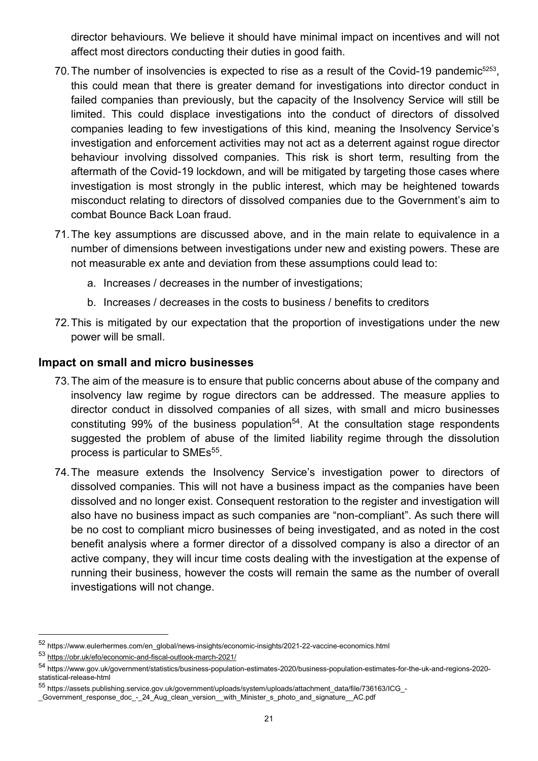director behaviours. We believe it should have minimal impact on incentives and will not affect most directors conducting their duties in good faith.

70. The number of insolvencies is expected to rise as a result of the Covid-19 pandemic[52][53], this could mean that there is greater demand for investigations into director conduct in failed companies than previously, but the capacity of the Insolvency Service will still be limited. This could displace investigations into the conduct of directors of dissolved companies leading to few investigations of this kind, meaning the Insolvency Service's investigation and enforcement activities may not act as a deterrent against rogue director behaviour involving dissolved companies. This risk is short term, resulting from the aftermath of the Covid-19 lockdown, and will be mitigated by targeting those cases where investigation is most strongly in the public interest, which may be heightened towards misconduct relating to directors of dissolved companies due to the Government's aim to combat Bounce Back Loan fraud.

71. The key assumptions are discussed above, and in the main relate to equivalence in a number of dimensions between investigations under new and existing powers. These are not measurable ex ante and deviation from these assumptions could lead to:

    a. Increases / decreases in the number of investigations;

    b. Increases / decreases in the costs to business / benefits to creditors

72. This is mitigated by our expectation that the proportion of investigations under the new power will be small.

## Impact on small and micro businesses

73. The aim of the measure is to ensure that public concerns about abuse of the company and insolvency law regime by rogue directors can be addressed. The measure applies to director conduct in dissolved companies of all sizes, with small and micro businesses constituting 99% of the business population[54]. At the consultation stage respondents suggested the problem of abuse of the limited liability regime through the dissolution process is particular to SMEs[55].

74. The measure extends the Insolvency Service's investigation power to directors of dissolved companies. This will not have a business impact as the companies have been dissolved and no longer exist. Consequent restoration to the register and investigation will also have no business impact as such companies are "non-compliant". As such there will be no cost to compliant micro businesses of being investigated, and as noted in the cost benefit analysis where a former director of a dissolved company is also a director of an active company, they will incur time costs dealing with the investigation at the expense of running their business, however the costs will remain the same as the number of overall investigations will not change.

---

[52] https://www.eulerhermes.com/en_global/news-insights/economic-insights/2021-22-vaccine-economics.html

[53] https://obr.uk/efo/economic-and-fiscal-outlook-march-2021/

[54] https://www.gov.uk/government/statistics/business-population-estimates-2020/business-population-estimates-for-the-uk-and-regions-2020-statistical-release-html

[55] https://assets.publishing.service.gov.uk/government/uploads/system/uploads/attachment_data/file/736163/ICG_-_Government_response_doc_-_24_Aug_clean_version__with_Minister_s_photo_and_signature__AC.pdf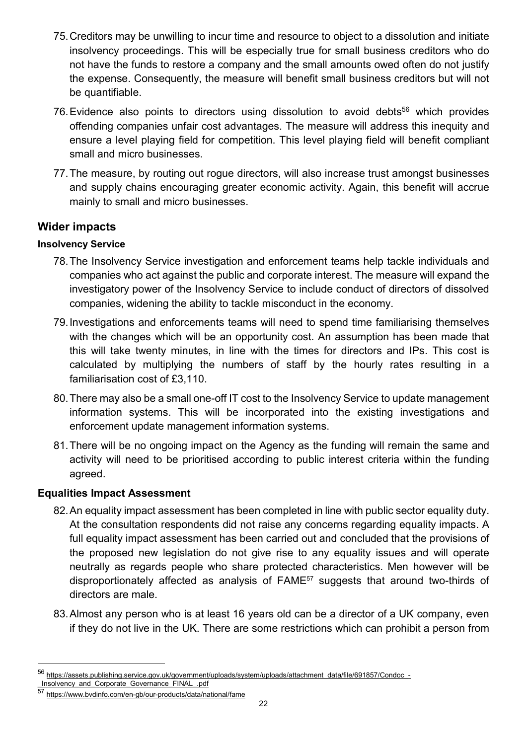75. Creditors may be unwilling to incur time and resource to object to a dissolution and initiate insolvency proceedings. This will be especially true for small business creditors who do not have the funds to restore a company and the small amounts owed often do not justify the expense. Consequently, the measure will benefit small business creditors but will not be quantifiable.

76. Evidence also points to directors using dissolution to avoid debts[56] which provides offending companies unfair cost advantages. The measure will address this inequity and ensure a level playing field for competition. This level playing field will benefit compliant small and micro businesses.

77. The measure, by routing out rogue directors, will also increase trust amongst businesses and supply chains encouraging greater economic activity. Again, this benefit will accrue mainly to small and micro businesses.

## Wider impacts

### Insolvency Service

78. The Insolvency Service investigation and enforcement teams help tackle individuals and companies who act against the public and corporate interest. The measure will expand the investigatory power of the Insolvency Service to include conduct of directors of dissolved companies, widening the ability to tackle misconduct in the economy.

79. Investigations and enforcements teams will need to spend time familiarising themselves with the changes which will be an opportunity cost. An assumption has been made that this will take twenty minutes, in line with the times for directors and IPs. This cost is calculated by multiplying the numbers of staff by the hourly rates resulting in a familiarisation cost of £3,110.

80. There may also be a small one-off IT cost to the Insolvency Service to update management information systems. This will be incorporated into the existing investigations and enforcement update management information systems.

81. There will be no ongoing impact on the Agency as the funding will remain the same and activity will need to be prioritised according to public interest criteria within the funding agreed.

### Equalities Impact Assessment

82. An equality impact assessment has been completed in line with public sector equality duty. At the consultation respondents did not raise any concerns regarding equality impacts. A full equality impact assessment has been carried out and concluded that the provisions of the proposed new legislation do not give rise to any equality issues and will operate neutrally as regards people who share protected characteristics. Men however will be disproportionately affected as analysis of FAME[57] suggests that around two-thirds of directors are male.

83. Almost any person who is at least 16 years old can be a director of a UK company, even if they do not live in the UK. There are some restrictions which can prohibit a person from

---

[56] https://assets.publishing.service.gov.uk/government/uploads/system/uploads/attachment_data/file/691857/Condoc_-_Insolvency_and_Corporate_Governance_FINAL_.pdf

[57] https://www.bvdinfo.com/en-gb/our-products/data/national/fame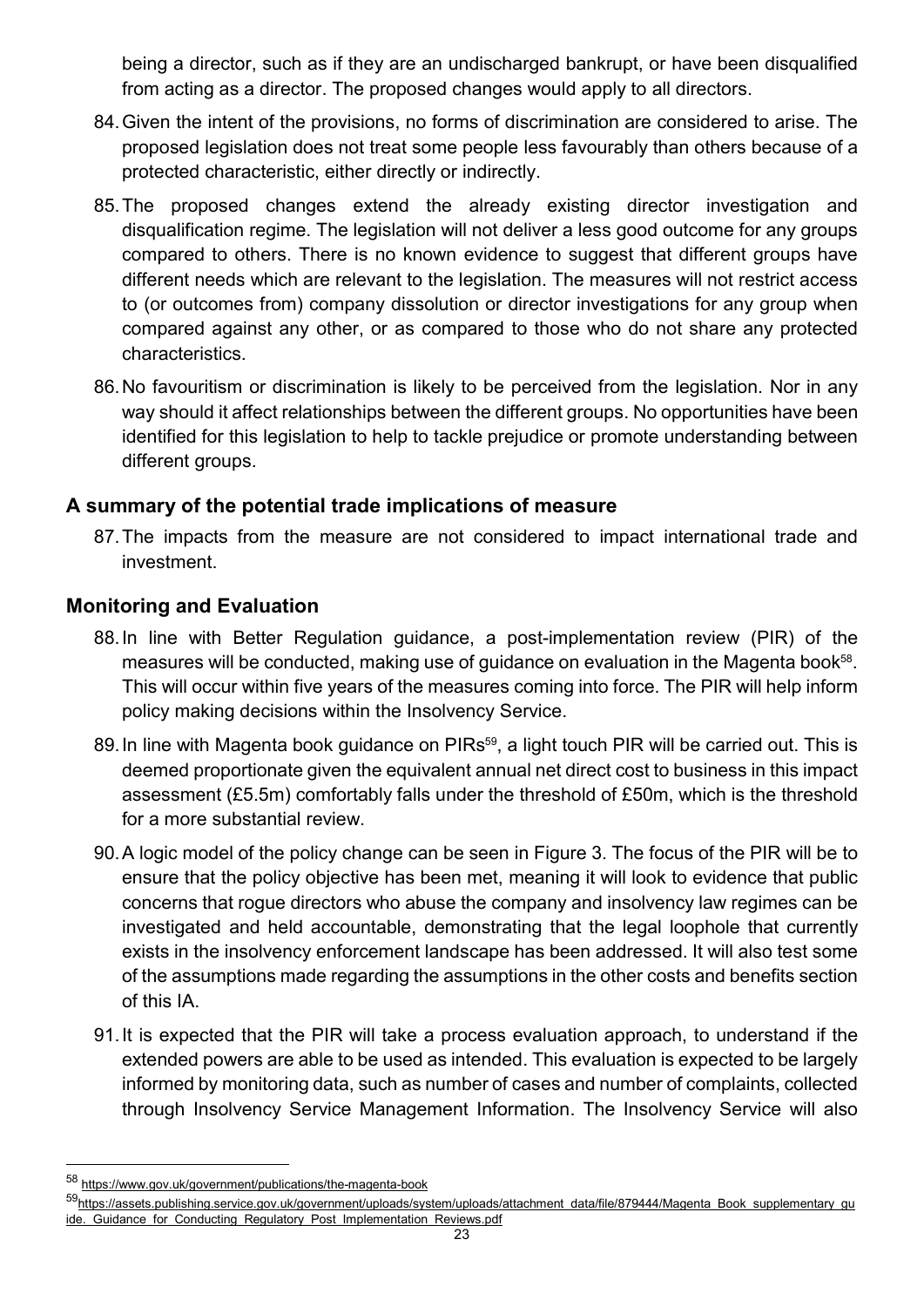being a director, such as if they are an undischarged bankrupt, or have been disqualified from acting as a director. The proposed changes would apply to all directors.

84. Given the intent of the provisions, no forms of discrimination are considered to arise. The proposed legislation does not treat some people less favourably than others because of a protected characteristic, either directly or indirectly.

85. The proposed changes extend the already existing director investigation and disqualification regime. The legislation will not deliver a less good outcome for any groups compared to others. There is no known evidence to suggest that different groups have different needs which are relevant to the legislation. The measures will not restrict access to (or outcomes from) company dissolution or director investigations for any group when compared against any other, or as compared to those who do not share any protected characteristics.

86. No favouritism or discrimination is likely to be perceived from the legislation. Nor in any way should it affect relationships between the different groups. No opportunities have been identified for this legislation to help to tackle prejudice or promote understanding between different groups.

## A summary of the potential trade implications of measure

87. The impacts from the measure are not considered to impact international trade and investment.

## Monitoring and Evaluation

88. In line with Better Regulation guidance, a post-implementation review (PIR) of the measures will be conducted, making use of guidance on evaluation in the Magenta book[58]. This will occur within five years of the measures coming into force. The PIR will help inform policy making decisions within the Insolvency Service.

89. In line with Magenta book guidance on PIRs[59], a light touch PIR will be carried out. This is deemed proportionate given the equivalent annual net direct cost to business in this impact assessment (£5.5m) comfortably falls under the threshold of £50m, which is the threshold for a more substantial review.

90. A logic model of the policy change can be seen in Figure 3. The focus of the PIR will be to ensure that the policy objective has been met, meaning it will look to evidence that public concerns that rogue directors who abuse the company and insolvency law regimes can be investigated and held accountable, demonstrating that the legal loophole that currently exists in the insolvency enforcement landscape has been addressed. It will also test some of the assumptions made regarding the assumptions in the other costs and benefits section of this IA.

91. It is expected that the PIR will take a process evaluation approach, to understand if the extended powers are able to be used as intended. This evaluation is expected to be largely informed by monitoring data, such as number of cases and number of complaints, collected through Insolvency Service Management Information. The Insolvency Service will also

[58] https://www.gov.uk/government/publications/the-magenta-book

[59] https://assets.publishing.service.gov.uk/government/uploads/system/uploads/attachment_data/file/879444/Magenta_Book_supplementary_guide._Guidance_for_Conducting_Regulatory_Post_Implementation_Reviews.pdf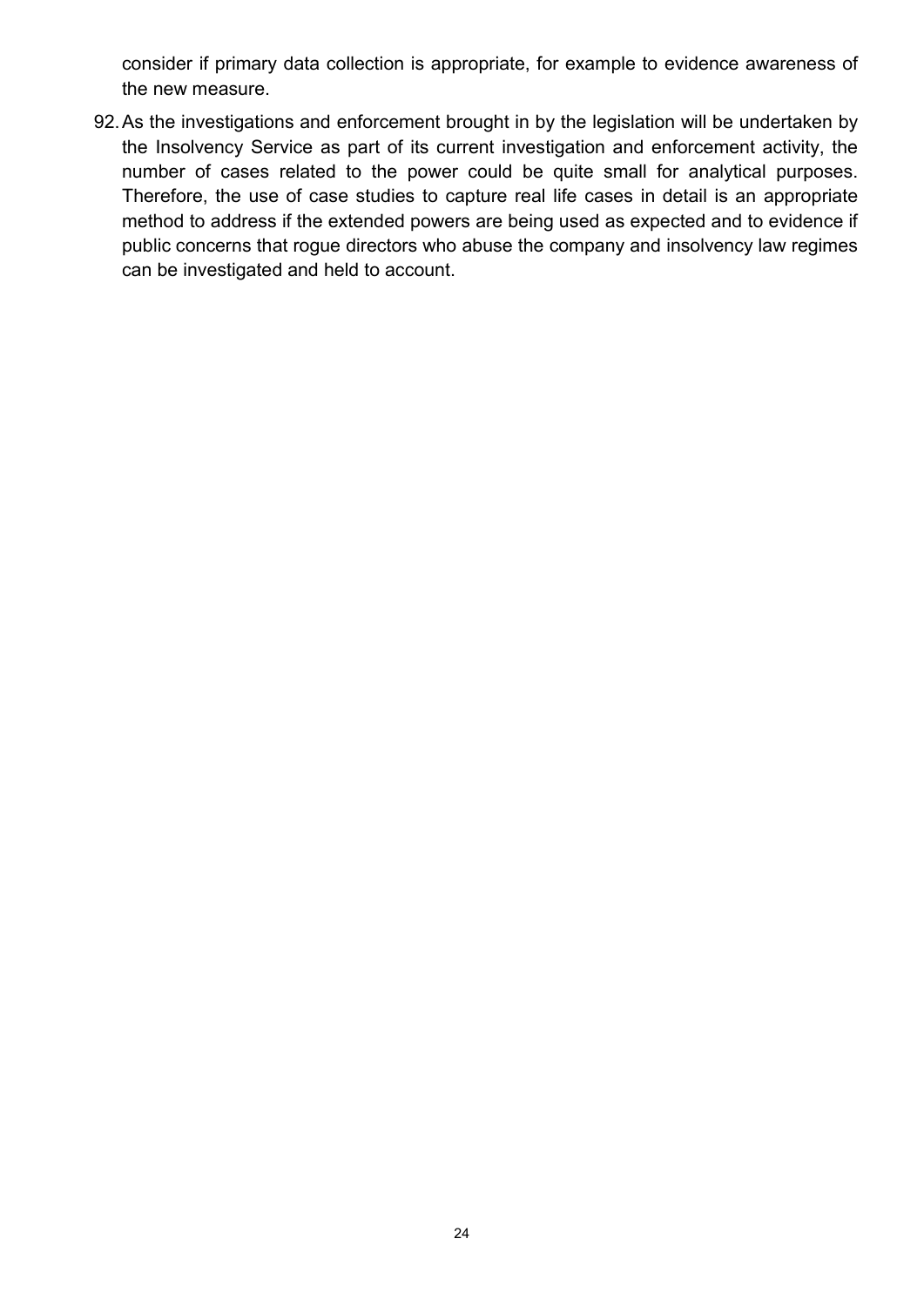consider if primary data collection is appropriate, for example to evidence awareness of the new measure.

92. As the investigations and enforcement brought in by the legislation will be undertaken by the Insolvency Service as part of its current investigation and enforcement activity, the number of cases related to the power could be quite small for analytical purposes. Therefore, the use of case studies to capture real life cases in detail is an appropriate method to address if the extended powers are being used as expected and to evidence if public concerns that rogue directors who abuse the company and insolvency law regimes can be investigated and held to account.